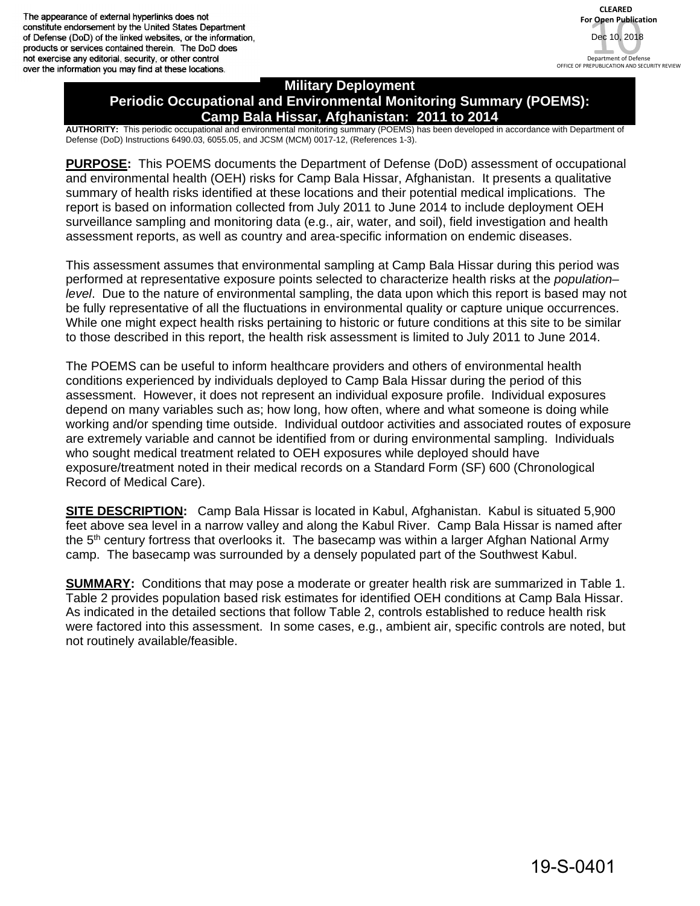The appearance of external hyperlinks does not constitute endorsement by the United States Department of Defense (DoD) of the linked websites, or the information, products or services contained therein. The DoD does not exercise any editorial, security, or other control over the information you may find at these locations.

CLEARED
For Open Publication
Dec 10, 2018
Department of Defense
OFFICE OF PREPUBLICATION AND SECURITY REVIEW

# Military Deployment
# Periodic Occupational and Environmental Monitoring Summary (POEMS): Camp Bala Hissar, Afghanistan: 2011 to 2014

**AUTHORITY:** This periodic occupational and environmental monitoring summary (POEMS) has been developed in accordance with Department of Defense (DoD) Instructions 6490.03, 6055.05, and JCSM (MCM) 0017-12, (References 1-3).

**PURPOSE:** This POEMS documents the Department of Defense (DoD) assessment of occupational and environmental health (OEH) risks for Camp Bala Hissar, Afghanistan. It presents a qualitative summary of health risks identified at these locations and their potential medical implications. The report is based on information collected from July 2011 to June 2014 to include deployment OEH surveillance sampling and monitoring data (e.g., air, water, and soil), field investigation and health assessment reports, as well as country and area-specific information on endemic diseases.

This assessment assumes that environmental sampling at Camp Bala Hissar during this period was performed at representative exposure points selected to characterize health risks at the *population–level*. Due to the nature of environmental sampling, the data upon which this report is based may not be fully representative of all the fluctuations in environmental quality or capture unique occurrences. While one might expect health risks pertaining to historic or future conditions at this site to be similar to those described in this report, the health risk assessment is limited to July 2011 to June 2014.

The POEMS can be useful to inform healthcare providers and others of environmental health conditions experienced by individuals deployed to Camp Bala Hissar during the period of this assessment. However, it does not represent an individual exposure profile. Individual exposures depend on many variables such as; how long, how often, where and what someone is doing while working and/or spending time outside. Individual outdoor activities and associated routes of exposure are extremely variable and cannot be identified from or during environmental sampling. Individuals who sought medical treatment related to OEH exposures while deployed should have exposure/treatment noted in their medical records on a Standard Form (SF) 600 (Chronological Record of Medical Care).

**SITE DESCRIPTION:** Camp Bala Hissar is located in Kabul, Afghanistan. Kabul is situated 5,900 feet above sea level in a narrow valley and along the Kabul River. Camp Bala Hissar is named after the 5th century fortress that overlooks it. The basecamp was within a larger Afghan National Army camp. The basecamp was surrounded by a densely populated part of the Southwest Kabul.

**SUMMARY:** Conditions that may pose a moderate or greater health risk are summarized in Table 1. Table 2 provides population based risk estimates for identified OEH conditions at Camp Bala Hissar. As indicated in the detailed sections that follow Table 2, controls established to reduce health risk were factored into this assessment. In some cases, e.g., ambient air, specific controls are noted, but not routinely available/feasible.

19-S-0401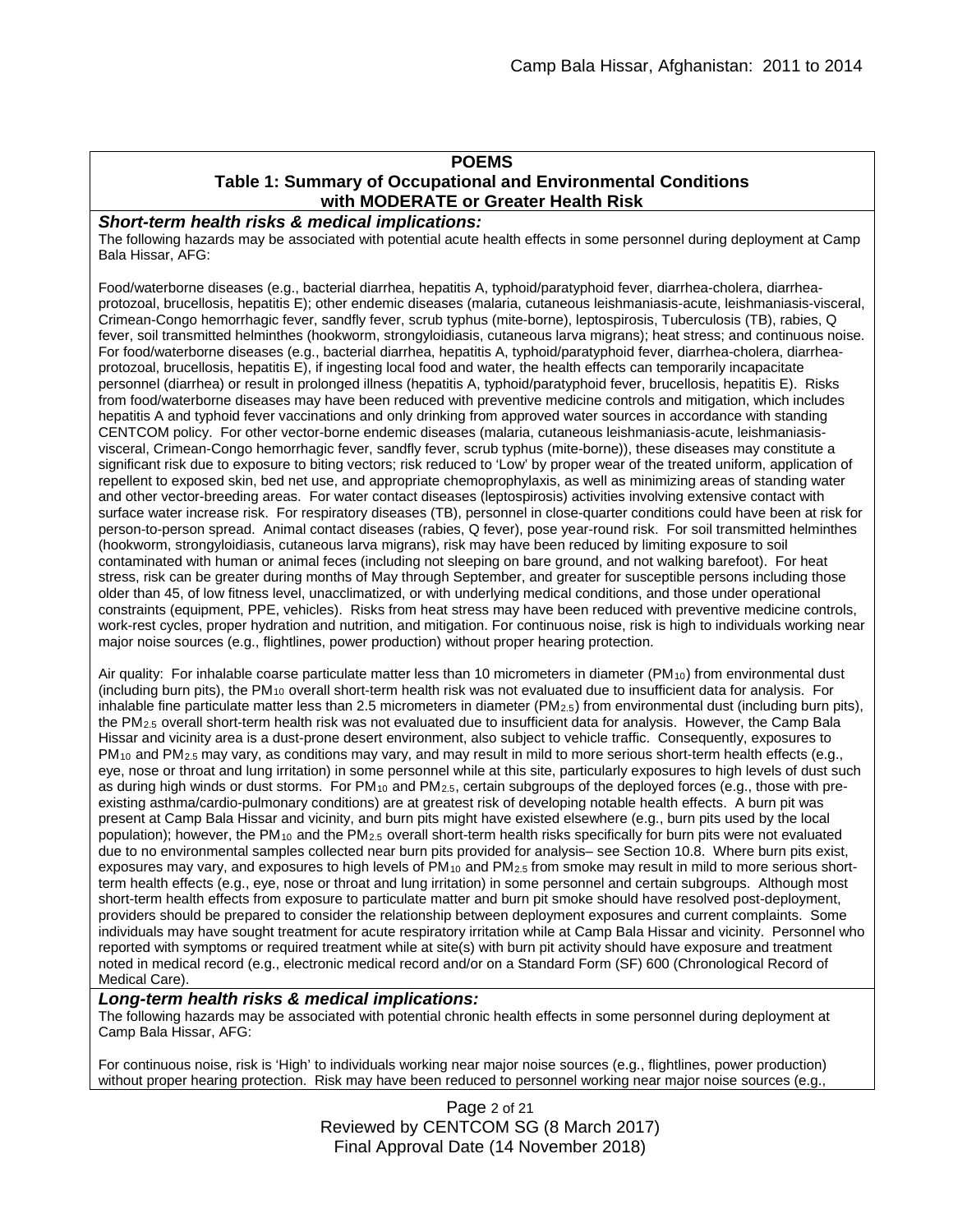## POEMS

### Table 1: Summary of Occupational and Environmental Conditions with MODERATE or Greater Health Risk

***Short-term health risks & medical implications:***

The following hazards may be associated with potential acute health effects in some personnel during deployment at Camp Bala Hissar, AFG:

Food/waterborne diseases (e.g., bacterial diarrhea, hepatitis A, typhoid/paratyphoid fever, diarrhea-cholera, diarrhea-protozoal, brucellosis, hepatitis E); other endemic diseases (malaria, cutaneous leishmaniasis-acute, leishmaniasis-visceral, Crimean-Congo hemorrhagic fever, sandfly fever, scrub typhus (mite-borne), leptospirosis, Tuberculosis (TB), rabies, Q fever, soil transmitted helminthes (hookworm, strongyloidiasis, cutaneous larva migrans); heat stress; and continuous noise. For food/waterborne diseases (e.g., bacterial diarrhea, hepatitis A, typhoid/paratyphoid fever, diarrhea-cholera, diarrhea-protozoal, brucellosis, hepatitis E), if ingesting local food and water, the health effects can temporarily incapacitate personnel (diarrhea) or result in prolonged illness (hepatitis A, typhoid/paratyphoid fever, brucellosis, hepatitis E). Risks from food/waterborne diseases may have been reduced with preventive medicine controls and mitigation, which includes hepatitis A and typhoid fever vaccinations and only drinking from approved water sources in accordance with standing CENTCOM policy. For other vector-borne endemic diseases (malaria, cutaneous leishmaniasis-acute, leishmaniasis-visceral, Crimean-Congo hemorrhagic fever, sandfly fever, scrub typhus (mite-borne)), these diseases may constitute a significant risk due to exposure to biting vectors; risk reduced to 'Low' by proper wear of the treated uniform, application of repellent to exposed skin, bed net use, and appropriate chemoprophylaxis, as well as minimizing areas of standing water and other vector-breeding areas. For water contact diseases (leptospirosis) activities involving extensive contact with surface water increase risk. For respiratory diseases (TB), personnel in close-quarter conditions could have been at risk for person-to-person spread. Animal contact diseases (rabies, Q fever), pose year-round risk. For soil transmitted helminthes (hookworm, strongyloidiasis, cutaneous larva migrans), risk may have been reduced by limiting exposure to soil contaminated with human or animal feces (including not sleeping on bare ground, and not walking barefoot). For heat stress, risk can be greater during months of May through September, and greater for susceptible persons including those older than 45, of low fitness level, unacclimatized, or with underlying medical conditions, and those under operational constraints (equipment, PPE, vehicles). Risks from heat stress may have been reduced with preventive medicine controls, work-rest cycles, proper hydration and nutrition, and mitigation. For continuous noise, risk is high to individuals working near major noise sources (e.g., flightlines, power production) without proper hearing protection.

Air quality: For inhalable coarse particulate matter less than 10 micrometers in diameter ($PM_{10}$) from environmental dust (including burn pits), the $PM_{10}$ overall short-term health risk was not evaluated due to insufficient data for analysis. For inhalable fine particulate matter less than 2.5 micrometers in diameter ($PM_{2.5}$) from environmental dust (including burn pits), the $PM_{2.5}$ overall short-term health risk was not evaluated due to insufficient data for analysis. However, the Camp Bala Hissar and vicinity area is a dust-prone desert environment, also subject to vehicle traffic. Consequently, exposures to $PM_{10}$ and $PM_{2.5}$ may vary, as conditions may vary, and may result in mild to more serious short-term health effects (e.g., eye, nose or throat and lung irritation) in some personnel while at this site, particularly exposures to high levels of dust such as during high winds or dust storms. For $PM_{10}$ and $PM_{2.5}$, certain subgroups of the deployed forces (e.g., those with pre-existing asthma/cardio-pulmonary conditions) are at greatest risk of developing notable health effects. A burn pit was present at Camp Bala Hissar and vicinity, and burn pits might have existed elsewhere (e.g., burn pits used by the local population); however, the $PM_{10}$ and the $PM_{2.5}$ overall short-term health risks specifically for burn pits were not evaluated due to no environmental samples collected near burn pits provided for analysis– see Section 10.8. Where burn pits exist, exposures may vary, and exposures to high levels of $PM_{10}$ and $PM_{2.5}$ from smoke may result in mild to more serious short-term health effects (e.g., eye, nose or throat and lung irritation) in some personnel and certain subgroups. Although most short-term health effects from exposure to particulate matter and burn pit smoke should have resolved post-deployment, providers should be prepared to consider the relationship between deployment exposures and current complaints. Some individuals may have sought treatment for acute respiratory irritation while at Camp Bala Hissar and vicinity. Personnel who reported with symptoms or required treatment while at site(s) with burn pit activity should have exposure and treatment noted in medical record (e.g., electronic medical record and/or on a Standard Form (SF) 600 (Chronological Record of Medical Care).

***Long-term health risks & medical implications:***

The following hazards may be associated with potential chronic health effects in some personnel during deployment at Camp Bala Hissar, AFG:

For continuous noise, risk is 'High' to individuals working near major noise sources (e.g., flightlines, power production) without proper hearing protection. Risk may have been reduced to personnel working near major noise sources (e.g.,

Reviewed by CENTCOM SG (8 March 2017)
Final Approval Date (14 November 2018)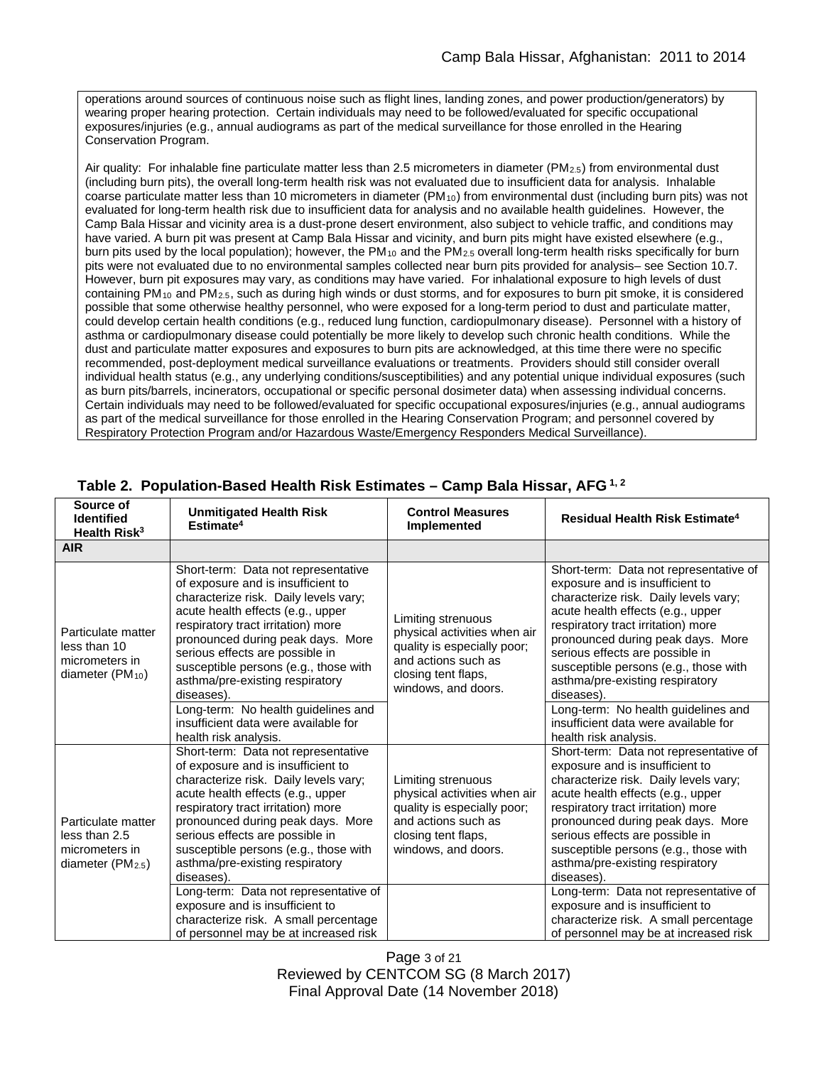operations around sources of continuous noise such as flight lines, landing zones, and power production/generators) by wearing proper hearing protection. Certain individuals may need to be followed/evaluated for specific occupational exposures/injuries (e.g., annual audiograms as part of the medical surveillance for those enrolled in the Hearing Conservation Program.

Air quality: For inhalable fine particulate matter less than 2.5 micrometers in diameter ($PM_{2.5}$) from environmental dust (including burn pits), the overall long-term health risk was not evaluated due to insufficient data for analysis. Inhalable coarse particulate matter less than 10 micrometers in diameter ($PM_{10}$) from environmental dust (including burn pits) was not evaluated for long-term health risk due to insufficient data for analysis and no available health guidelines. However, the Camp Bala Hissar and vicinity area is a dust-prone desert environment, also subject to vehicle traffic, and conditions may have varied. A burn pit was present at Camp Bala Hissar and vicinity, and burn pits might have existed elsewhere (e.g., burn pits used by the local population); however, the $PM_{10}$ and the $PM_{2.5}$ overall long-term health risks specifically for burn pits were not evaluated due to no environmental samples collected near burn pits provided for analysis– see Section 10.7. However, burn pit exposures may vary, as conditions may have varied. For inhalational exposure to high levels of dust containing $PM_{10}$ and $PM_{2.5}$, such as during high winds or dust storms, and for exposures to burn pit smoke, it is considered possible that some otherwise healthy personnel, who were exposed for a long-term period to dust and particulate matter, could develop certain health conditions (e.g., reduced lung function, cardiopulmonary disease). Personnel with a history of asthma or cardiopulmonary disease could potentially be more likely to develop such chronic health conditions. While the dust and particulate matter exposures and exposures to burn pits are acknowledged, at this time there were no specific recommended, post-deployment medical surveillance evaluations or treatments. Providers should still consider overall individual health status (e.g., any underlying conditions/susceptibilities) and any potential unique individual exposures (such as burn pits/barrels, incinerators, occupational or specific personal dosimeter data) when assessing individual concerns. Certain individuals may need to be followed/evaluated for specific occupational exposures/injuries (e.g., annual audiograms as part of the medical surveillance for those enrolled in the Hearing Conservation Program; and personnel covered by Respiratory Protection Program and/or Hazardous Waste/Emergency Responders Medical Surveillance).

**Table 2. Population-Based Health Risk Estimates – Camp Bala Hissar, AFG [1, 2]**

| Source of Identified Health Risk[3] | Unmitigated Health Risk Estimate[4] | Control Measures Implemented | Residual Health Risk Estimate[4] |
|---|---|---|---|
| **AIR** | | | |
| Particulate matter less than 10 micrometers in diameter ($PM_{10}$) | Short-term: Data not representative of exposure and is insufficient to characterize risk. Daily levels vary; acute health effects (e.g., upper respiratory tract irritation) more pronounced during peak days. More serious effects are possible in susceptible persons (e.g., those with asthma/pre-existing respiratory diseases). | Limiting strenuous physical activities when air quality is especially poor; and actions such as closing tent flaps, windows, and doors. | Short-term: Data not representative of exposure and is insufficient to characterize risk. Daily levels vary; acute health effects (e.g., upper respiratory tract irritation) more pronounced during peak days. More serious effects are possible in susceptible persons (e.g., those with asthma/pre-existing respiratory diseases). |
| | Long-term: No health guidelines and insufficient data were available for health risk analysis. | | Long-term: No health guidelines and insufficient data were available for health risk analysis. |
| Particulate matter less than 2.5 micrometers in diameter ($PM_{2.5}$) | Short-term: Data not representative of exposure and is insufficient to characterize risk. Daily levels vary; acute health effects (e.g., upper respiratory tract irritation) more pronounced during peak days. More serious effects are possible in susceptible persons (e.g., those with asthma/pre-existing respiratory diseases). | Limiting strenuous physical activities when air quality is especially poor; and actions such as closing tent flaps, windows, and doors. | Short-term: Data not representative of exposure and is insufficient to characterize risk. Daily levels vary; acute health effects (e.g., upper respiratory tract irritation) more pronounced during peak days. More serious effects are possible in susceptible persons (e.g., those with asthma/pre-existing respiratory diseases). |
| | Long-term: Data not representative of exposure and is insufficient to characterize risk. A small percentage of personnel may be at increased risk | | Long-term: Data not representative of exposure and is insufficient to characterize risk. A small percentage of personnel may be at increased risk |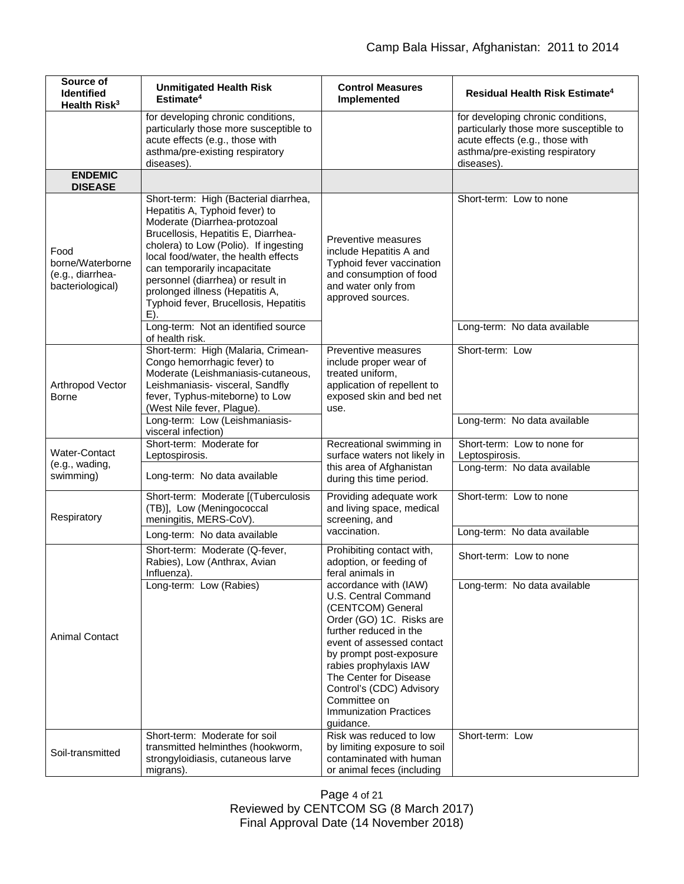| Source of Identified Health Risk[3] | Unmitigated Health Risk Estimate[4] | Control Measures Implemented | Residual Health Risk Estimate[4] |
|---|---|---|---|
| | for developing chronic conditions, particularly those more susceptible to acute effects (e.g., those with asthma/pre-existing respiratory diseases). | | for developing chronic conditions, particularly those more susceptible to acute effects (e.g., those with asthma/pre-existing respiratory diseases). |
| **ENDEMIC DISEASE** | | | |
| Food borne/Waterborne (e.g., diarrhea-bacteriological) | Short-term: High (Bacterial diarrhea, Hepatitis A, Typhoid fever) to Moderate (Diarrhea-protozoal Brucellosis, Hepatitis E, Diarrhea-cholera) to Low (Polio). If ingesting local food/water, the health effects can temporarily incapacitate personnel (diarrhea) or result in prolonged illness (Hepatitis A, Typhoid fever, Brucellosis, Hepatitis E). | Preventive measures include Hepatitis A and Typhoid fever vaccination and consumption of food and water only from approved sources. | Short-term: Low to none |
| | Long-term: Not an identified source of health risk. | | Long-term: No data available |
| Arthropod Vector Borne | Short-term: High (Malaria, Crimean-Congo hemorrhagic fever) to Moderate (Leishmaniasis-cutaneous, Leishmaniasis- visceral, Sandfly fever, Typhus-miteborne) to Low (West Nile fever, Plague). | Preventive measures include proper wear of treated uniform, application of repellent to exposed skin and bed net use. | Short-term: Low |
| | Long-term: Low (Leishmaniasis-visceral infection) | | Long-term: No data available |
| Water-Contact (e.g., wading, swimming) | Short-term: Moderate for Leptospirosis. | Recreational swimming in surface waters not likely in this area of Afghanistan during this time period. | Short-term: Low to none for Leptospirosis. |
| | Long-term: No data available | | Long-term: No data available |
| Respiratory | Short-term: Moderate [(Tuberculosis (TB)], Low (Meningococcal meningitis, MERS-CoV). | Providing adequate work and living space, medical screening, and vaccination. | Short-term: Low to none |
| | Long-term: No data available | | Long-term: No data available |
| Animal Contact | Short-term: Moderate (Q-fever, Rabies), Low (Anthrax, Avian Influenza). | Prohibiting contact with, adoption, or feeding of feral animals in accordance with (IAW) U.S. Central Command (CENTCOM) General Order (GO) 1C. Risks are further reduced in the event of assessed contact by prompt post-exposure rabies prophylaxis IAW The Center for Disease Control's (CDC) Advisory Committee on Immunization Practices guidance. | Short-term: Low to none |
| | Long-term: Low (Rabies) | | Long-term: No data available |
| Soil-transmitted | Short-term: Moderate for soil transmitted helminthes (hookworm, strongyloidiasis, cutaneous larve migrans). | Risk was reduced to low by limiting exposure to soil contaminated with human or animal feces (including | Short-term: Low |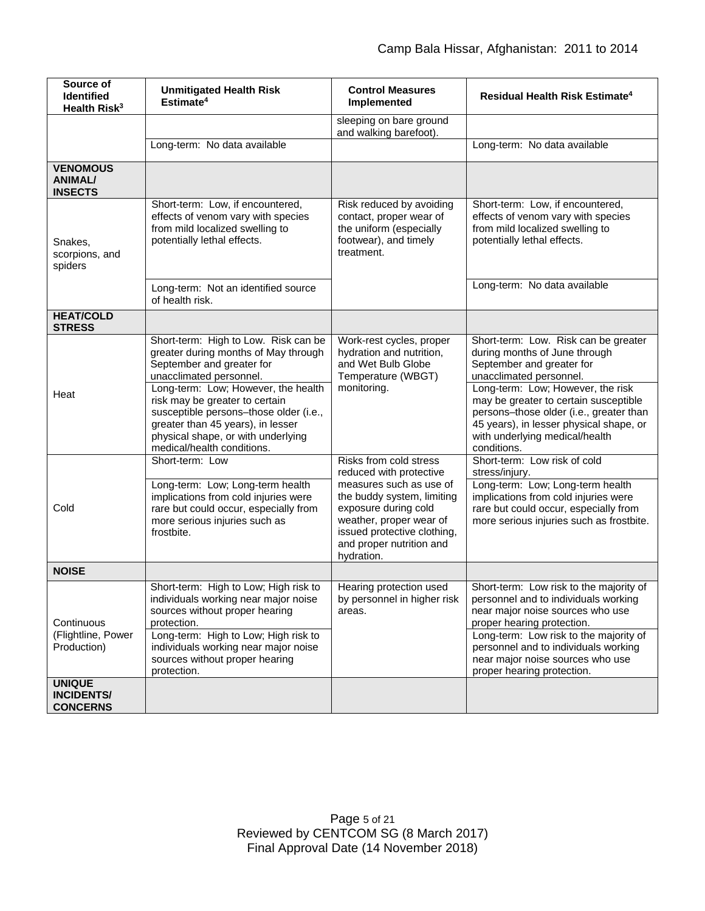| Source of Identified Health Risk[3] | Unmitigated Health Risk Estimate[4] | Control Measures Implemented | Residual Health Risk Estimate[4] |
|---|---|---|---|
| | | sleeping on bare ground and walking barefoot). | |
| | Long-term: No data available | | Long-term: No data available |
| **VENOMOUS ANIMAL/ INSECTS** | | | |
| Snakes, scorpions, and spiders | Short-term: Low, if encountered, effects of venom vary with species from mild localized swelling to potentially lethal effects. | Risk reduced by avoiding contact, proper wear of the uniform (especially footwear), and timely treatment. | Short-term: Low, if encountered, effects of venom vary with species from mild localized swelling to potentially lethal effects. |
| | Long-term: Not an identified source of health risk. | | Long-term: No data available |
| **HEAT/COLD STRESS** | | | |
| Heat | Short-term: High to Low. Risk can be greater during months of May through September and greater for unacclimated personnel. | Work-rest cycles, proper hydration and nutrition, and Wet Bulb Globe Temperature (WBGT) monitoring. | Short-term: Low. Risk can be greater during months of June through September and greater for unacclimated personnel. |
| | Long-term: Low; However, the health risk may be greater to certain susceptible persons–those older (i.e., greater than 45 years), in lesser physical shape, or with underlying medical/health conditions. | | Long-term: Low; However, the risk may be greater to certain susceptible persons–those older (i.e., greater than 45 years), in lesser physical shape, or with underlying medical/health conditions. |
| Cold | Short-term: Low | Risks from cold stress reduced with protective measures such as use of the buddy system, limiting exposure during cold weather, proper wear of issued protective clothing, and proper nutrition and hydration. | Short-term: Low risk of cold stress/injury. |
| | Long-term: Low; Long-term health implications from cold injuries were rare but could occur, especially from more serious injuries such as frostbite. | | Long-term: Low; Long-term health implications from cold injuries were rare but could occur, especially from more serious injuries such as frostbite. |
| **NOISE** | | | |
| Continuous (Flightline, Power Production) | Short-term: High to Low; High risk to individuals working near major noise sources without proper hearing protection. | Hearing protection used by personnel in higher risk areas. | Short-term: Low risk to the majority of personnel and to individuals working near major noise sources who use proper hearing protection. |
| | Long-term: High to Low; High risk to individuals working near major noise sources without proper hearing protection. | | Long-term: Low risk to the majority of personnel and to individuals working near major noise sources who use proper hearing protection. |
| **UNIQUE INCIDENTS/ CONCERNS** | | | |

Reviewed by CENTCOM SG (8 March 2017)
Final Approval Date (14 November 2018)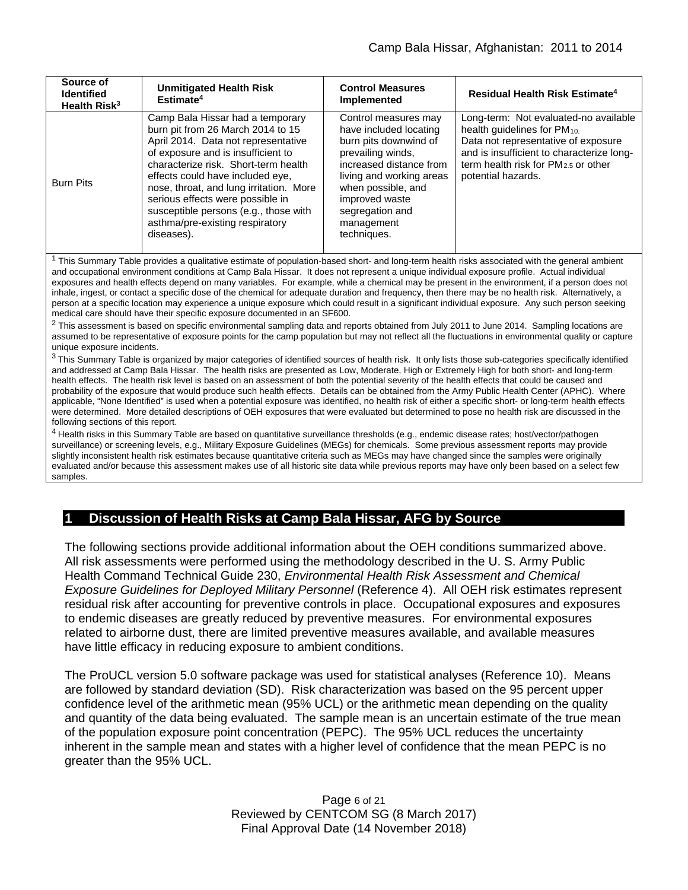| Source of Identified Health Risk[3] | Unmitigated Health Risk Estimate[4] | Control Measures Implemented | Residual Health Risk Estimate[4] |
|---|---|---|---|
| Burn Pits | Camp Bala Hissar had a temporary burn pit from 26 March 2014 to 15 April 2014. Data not representative of exposure and is insufficient to characterize risk. Short-term health effects could have included eye, nose, throat, and lung irritation. More serious effects were possible in susceptible persons (e.g., those with asthma/pre-existing respiratory diseases). | Control measures may have included locating burn pits downwind of prevailing winds, increased distance from living and working areas when possible, and improved waste segregation and management techniques. | Long-term: Not evaluated-no available health guidelines for $PM_{10}$. Data not representative of exposure and is insufficient to characterize long-term health risk for $PM_{2.5}$ or other potential hazards. |

[1] This Summary Table provides a qualitative estimate of population-based short- and long-term health risks associated with the general ambient and occupational environment conditions at Camp Bala Hissar. It does not represent a unique individual exposure profile. Actual individual exposures and health effects depend on many variables. For example, while a chemical may be present in the environment, if a person does not inhale, ingest, or contact a specific dose of the chemical for adequate duration and frequency, then there may be no health risk. Alternatively, a person at a specific location may experience a unique exposure which could result in a significant individual exposure. Any such person seeking medical care should have their specific exposure documented in an SF600.

[2] This assessment is based on specific environmental sampling data and reports obtained from July 2011 to June 2014. Sampling locations are assumed to be representative of exposure points for the camp population but may not reflect all the fluctuations in environmental quality or capture unique exposure incidents.

[3] This Summary Table is organized by major categories of identified sources of health risk. It only lists those sub-categories specifically identified and addressed at Camp Bala Hissar. The health risks are presented as Low, Moderate, High or Extremely High for both short- and long-term health effects. The health risk level is based on an assessment of both the potential severity of the health effects that could be caused and probability of the exposure that would produce such health effects. Details can be obtained from the Army Public Health Center (APHC). Where applicable, "None Identified" is used when a potential exposure was identified, no health risk of either a specific short- or long-term health effects were determined. More detailed descriptions of OEH exposures that were evaluated but determined to pose no health risk are discussed in the following sections of this report.

[4] Health risks in this Summary Table are based on quantitative surveillance thresholds (e.g., endemic disease rates; host/vector/pathogen surveillance) or screening levels, e.g., Military Exposure Guidelines (MEGs) for chemicals. Some previous assessment reports may provide slightly inconsistent health risk estimates because quantitative criteria such as MEGs may have changed since the samples were originally evaluated and/or because this assessment makes use of all historic site data while previous reports may have only been based on a select few samples.

# 1 Discussion of Health Risks at Camp Bala Hissar, AFG by Source

The following sections provide additional information about the OEH conditions summarized above. All risk assessments were performed using the methodology described in the U. S. Army Public Health Command Technical Guide 230, *Environmental Health Risk Assessment and Chemical Exposure Guidelines for Deployed Military Personnel* (Reference 4). All OEH risk estimates represent residual risk after accounting for preventive controls in place. Occupational exposures and exposures to endemic diseases are greatly reduced by preventive measures. For environmental exposures related to airborne dust, there are limited preventive measures available, and available measures have little efficacy in reducing exposure to ambient conditions.

The ProUCL version 5.0 software package was used for statistical analyses (Reference 10). Means are followed by standard deviation (SD). Risk characterization was based on the 95 percent upper confidence level of the arithmetic mean (95% UCL) or the arithmetic mean depending on the quality and quantity of the data being evaluated. The sample mean is an uncertain estimate of the true mean of the population exposure point concentration (PEPC). The 95% UCL reduces the uncertainty inherent in the sample mean and states with a higher level of confidence that the mean PEPC is no greater than the 95% UCL.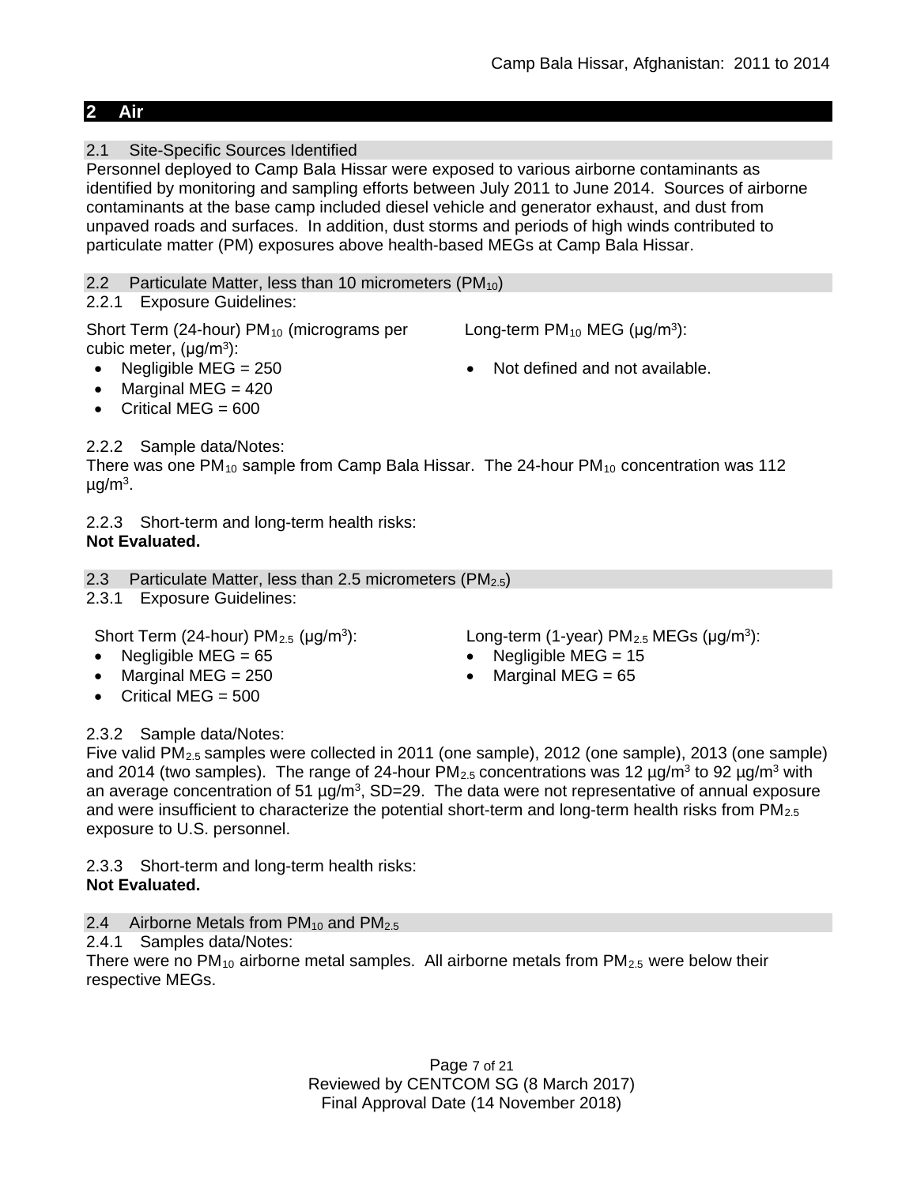## 2 Air

### 2.1 Site-Specific Sources Identified

Personnel deployed to Camp Bala Hissar were exposed to various airborne contaminants as identified by monitoring and sampling efforts between July 2011 to June 2014. Sources of airborne contaminants at the base camp included diesel vehicle and generator exhaust, and dust from unpaved roads and surfaces. In addition, dust storms and periods of high winds contributed to particulate matter (PM) exposures above health-based MEGs at Camp Bala Hissar.

### 2.2 Particulate Matter, less than 10 micrometers ($PM_{10}$)

#### 2.2.1 Exposure Guidelines:

Short Term (24-hour) $PM_{10}$ (micrograms per cubic meter, (μg/m$^3$):

- Negligible MEG = 250
- Marginal MEG = 420
- Critical MEG = 600

Long-term $PM_{10}$ MEG (μg/m$^3$):

- Not defined and not available.

#### 2.2.2 Sample data/Notes:

There was one $PM_{10}$ sample from Camp Bala Hissar. The 24-hour $PM_{10}$ concentration was 112 μg/m$^3$.

#### 2.2.3 Short-term and long-term health risks:

**Not Evaluated.**

### 2.3 Particulate Matter, less than 2.5 micrometers ($PM_{2.5}$)

#### 2.3.1 Exposure Guidelines:

Short Term (24-hour) $PM_{2.5}$ (μg/m$^3$):

- Negligible MEG = 65
- Marginal MEG = 250
- Critical MEG = 500

Long-term (1-year) $PM_{2.5}$ MEGs (μg/m$^3$):

- Negligible MEG = 15
- Marginal MEG = 65

#### 2.3.2 Sample data/Notes:

Five valid $PM_{2.5}$ samples were collected in 2011 (one sample), 2012 (one sample), 2013 (one sample) and 2014 (two samples). The range of 24-hour $PM_{2.5}$ concentrations was 12 μg/m$^3$ to 92 μg/m$^3$ with an average concentration of 51 μg/m$^3$, SD=29. The data were not representative of annual exposure and were insufficient to characterize the potential short-term and long-term health risks from $PM_{2.5}$ exposure to U.S. personnel.

#### 2.3.3 Short-term and long-term health risks:

**Not Evaluated.**

### 2.4 Airborne Metals from $PM_{10}$ and $PM_{2.5}$

#### 2.4.1 Samples data/Notes:

There were no $PM_{10}$ airborne metal samples. All airborne metals from $PM_{2.5}$ were below their respective MEGs.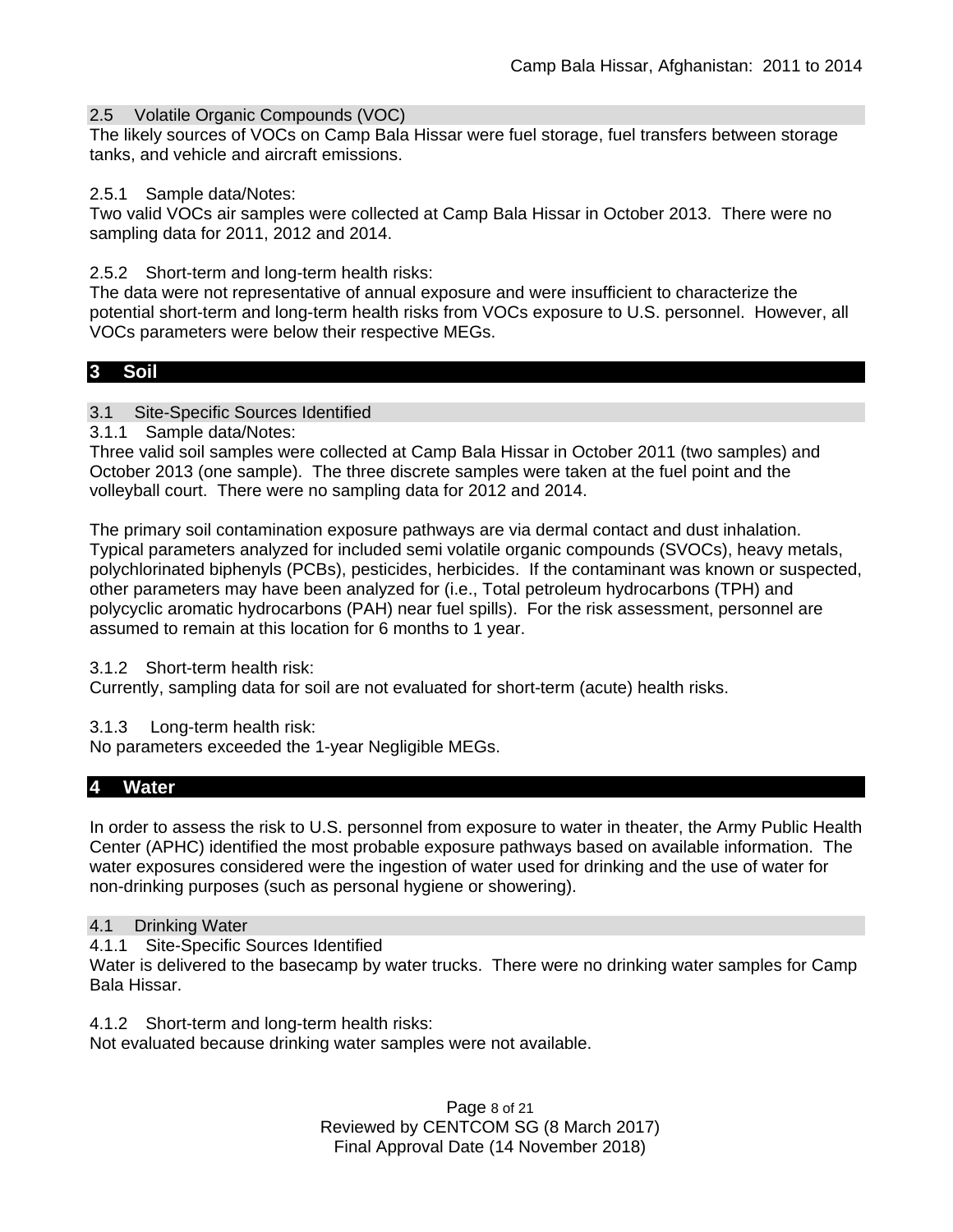### 2.5 Volatile Organic Compounds (VOC)

The likely sources of VOCs on Camp Bala Hissar were fuel storage, fuel transfers between storage tanks, and vehicle and aircraft emissions.

#### 2.5.1 Sample data/Notes:

Two valid VOCs air samples were collected at Camp Bala Hissar in October 2013. There were no sampling data for 2011, 2012 and 2014.

#### 2.5.2 Short-term and long-term health risks:

The data were not representative of annual exposure and were insufficient to characterize the potential short-term and long-term health risks from VOCs exposure to U.S. personnel. However, all VOCs parameters were below their respective MEGs.

## 3 Soil

### 3.1 Site-Specific Sources Identified

#### 3.1.1 Sample data/Notes:

Three valid soil samples were collected at Camp Bala Hissar in October 2011 (two samples) and October 2013 (one sample). The three discrete samples were taken at the fuel point and the volleyball court. There were no sampling data for 2012 and 2014.

The primary soil contamination exposure pathways are via dermal contact and dust inhalation. Typical parameters analyzed for included semi volatile organic compounds (SVOCs), heavy metals, polychlorinated biphenyls (PCBs), pesticides, herbicides. If the contaminant was known or suspected, other parameters may have been analyzed for (i.e., Total petroleum hydrocarbons (TPH) and polycyclic aromatic hydrocarbons (PAH) near fuel spills). For the risk assessment, personnel are assumed to remain at this location for 6 months to 1 year.

#### 3.1.2 Short-term health risk:

Currently, sampling data for soil are not evaluated for short-term (acute) health risks.

#### 3.1.3 Long-term health risk:

No parameters exceeded the 1-year Negligible MEGs.

## 4 Water

In order to assess the risk to U.S. personnel from exposure to water in theater, the Army Public Health Center (APHC) identified the most probable exposure pathways based on available information. The water exposures considered were the ingestion of water used for drinking and the use of water for non-drinking purposes (such as personal hygiene or showering).

### 4.1 Drinking Water

#### 4.1.1 Site-Specific Sources Identified

Water is delivered to the basecamp by water trucks. There were no drinking water samples for Camp Bala Hissar.

#### 4.1.2 Short-term and long-term health risks:

Not evaluated because drinking water samples were not available.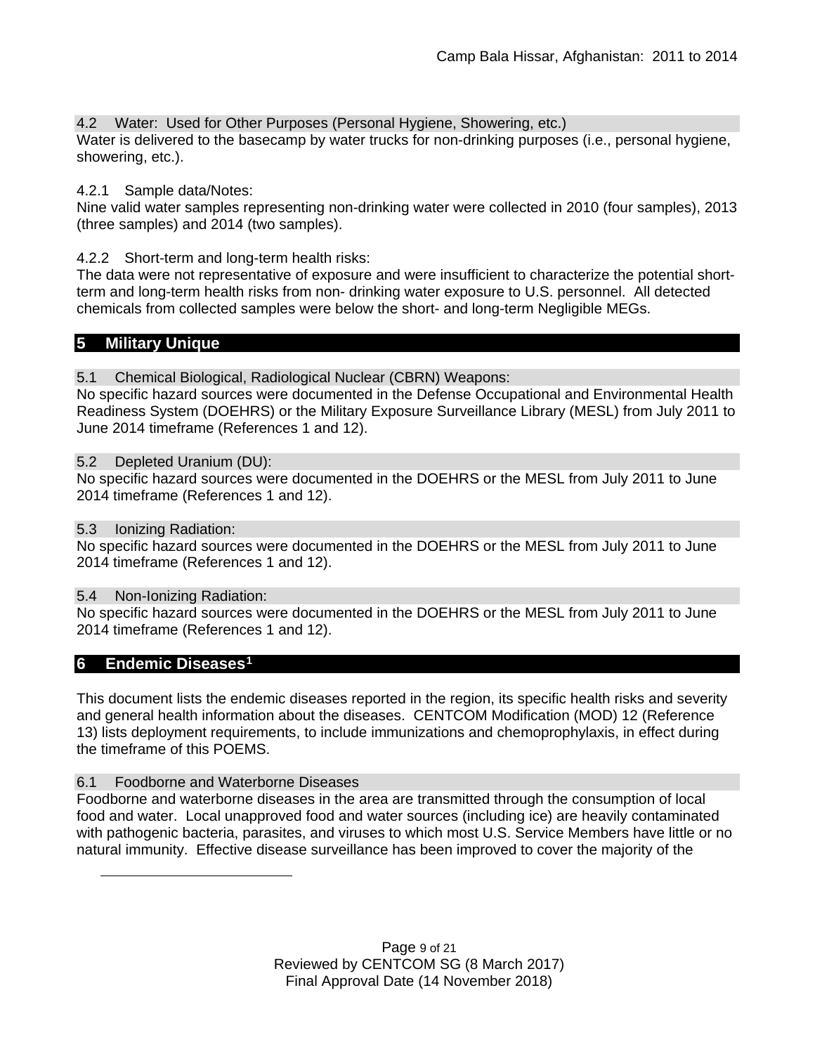### 4.2 Water: Used for Other Purposes (Personal Hygiene, Showering, etc.)

Water is delivered to the basecamp by water trucks for non-drinking purposes (i.e., personal hygiene, showering, etc.).

#### 4.2.1 Sample data/Notes:

Nine valid water samples representing non-drinking water were collected in 2010 (four samples), 2013 (three samples) and 2014 (two samples).

#### 4.2.2 Short-term and long-term health risks:

The data were not representative of exposure and were insufficient to characterize the potential short-term and long-term health risks from non- drinking water exposure to U.S. personnel. All detected chemicals from collected samples were below the short- and long-term Negligible MEGs.

## 5 Military Unique

### 5.1 Chemical Biological, Radiological Nuclear (CBRN) Weapons:

No specific hazard sources were documented in the Defense Occupational and Environmental Health Readiness System (DOEHRS) or the Military Exposure Surveillance Library (MESL) from July 2011 to June 2014 timeframe (References 1 and 12).

### 5.2 Depleted Uranium (DU):

No specific hazard sources were documented in the DOEHRS or the MESL from July 2011 to June 2014 timeframe (References 1 and 12).

### 5.3 Ionizing Radiation:

No specific hazard sources were documented in the DOEHRS or the MESL from July 2011 to June 2014 timeframe (References 1 and 12).

### 5.4 Non-Ionizing Radiation:

No specific hazard sources were documented in the DOEHRS or the MESL from July 2011 to June 2014 timeframe (References 1 and 12).

## 6 Endemic Diseases[1]

This document lists the endemic diseases reported in the region, its specific health risks and severity and general health information about the diseases. CENTCOM Modification (MOD) 12 (Reference 13) lists deployment requirements, to include immunizations and chemoprophylaxis, in effect during the timeframe of this POEMS.

### 6.1 Foodborne and Waterborne Diseases

Foodborne and waterborne diseases in the area are transmitted through the consumption of local food and water. Local unapproved food and water sources (including ice) are heavily contaminated with pathogenic bacteria, parasites, and viruses to which most U.S. Service Members have little or no natural immunity. Effective disease surveillance has been improved to cover the majority of the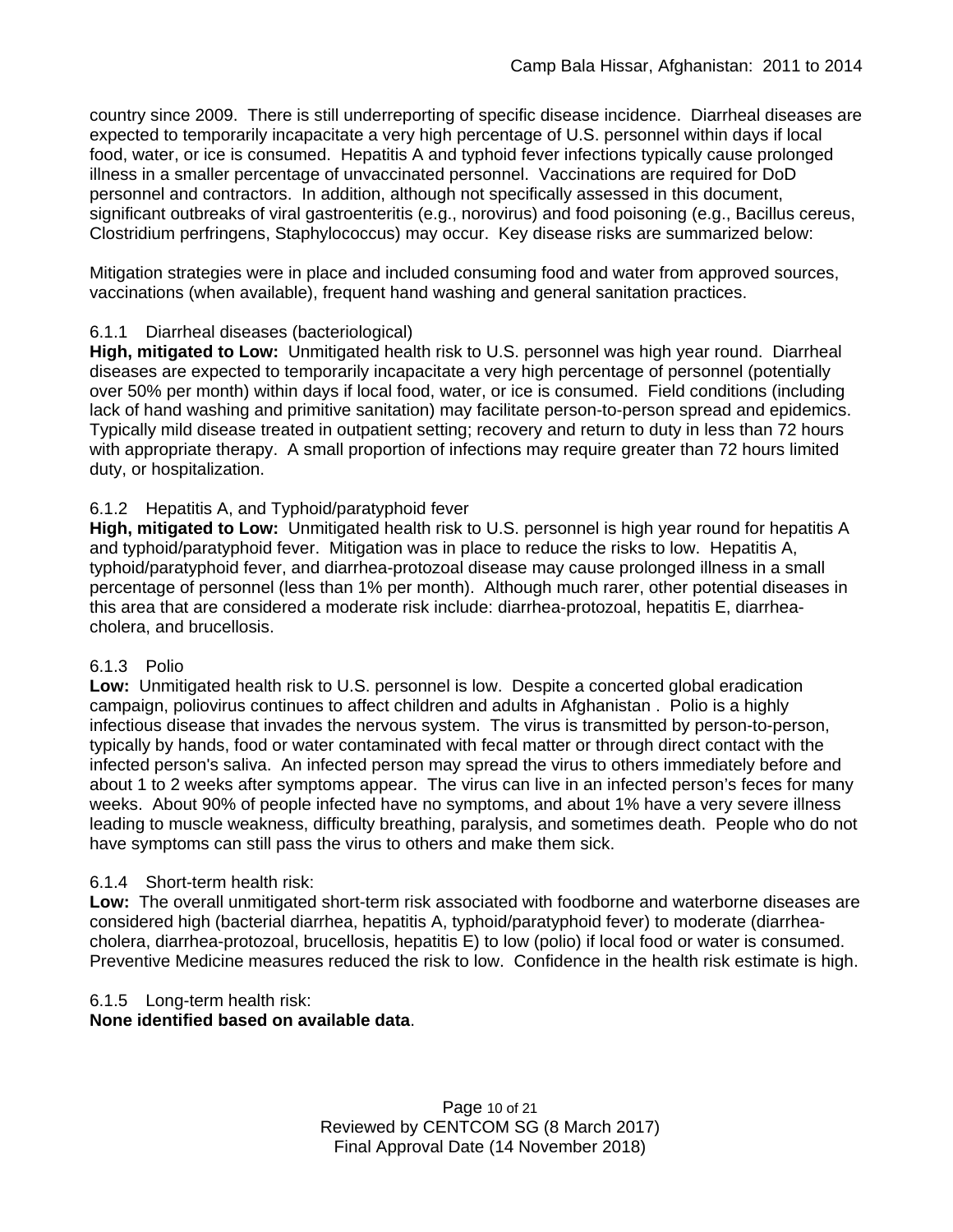country since 2009. There is still underreporting of specific disease incidence. Diarrheal diseases are expected to temporarily incapacitate a very high percentage of U.S. personnel within days if local food, water, or ice is consumed. Hepatitis A and typhoid fever infections typically cause prolonged illness in a smaller percentage of unvaccinated personnel. Vaccinations are required for DoD personnel and contractors. In addition, although not specifically assessed in this document, significant outbreaks of viral gastroenteritis (e.g., norovirus) and food poisoning (e.g., Bacillus cereus, Clostridium perfringens, Staphylococcus) may occur. Key disease risks are summarized below:

Mitigation strategies were in place and included consuming food and water from approved sources, vaccinations (when available), frequent hand washing and general sanitation practices.

### 6.1.1 Diarrheal diseases (bacteriological)

**High, mitigated to Low:** Unmitigated health risk to U.S. personnel was high year round. Diarrheal diseases are expected to temporarily incapacitate a very high percentage of personnel (potentially over 50% per month) within days if local food, water, or ice is consumed. Field conditions (including lack of hand washing and primitive sanitation) may facilitate person-to-person spread and epidemics. Typically mild disease treated in outpatient setting; recovery and return to duty in less than 72 hours with appropriate therapy. A small proportion of infections may require greater than 72 hours limited duty, or hospitalization.

### 6.1.2 Hepatitis A, and Typhoid/paratyphoid fever

**High, mitigated to Low:** Unmitigated health risk to U.S. personnel is high year round for hepatitis A and typhoid/paratyphoid fever. Mitigation was in place to reduce the risks to low. Hepatitis A, typhoid/paratyphoid fever, and diarrhea-protozoal disease may cause prolonged illness in a small percentage of personnel (less than 1% per month). Although much rarer, other potential diseases in this area that are considered a moderate risk include: diarrhea-protozoal, hepatitis E, diarrhea-cholera, and brucellosis.

### 6.1.3 Polio

**Low:** Unmitigated health risk to U.S. personnel is low. Despite a concerted global eradication campaign, poliovirus continues to affect children and adults in Afghanistan . Polio is a highly infectious disease that invades the nervous system. The virus is transmitted by person-to-person, typically by hands, food or water contaminated with fecal matter or through direct contact with the infected person's saliva. An infected person may spread the virus to others immediately before and about 1 to 2 weeks after symptoms appear. The virus can live in an infected person's feces for many weeks. About 90% of people infected have no symptoms, and about 1% have a very severe illness leading to muscle weakness, difficulty breathing, paralysis, and sometimes death. People who do not have symptoms can still pass the virus to others and make them sick.

### 6.1.4 Short-term health risk:

**Low:** The overall unmitigated short-term risk associated with foodborne and waterborne diseases are considered high (bacterial diarrhea, hepatitis A, typhoid/paratyphoid fever) to moderate (diarrhea-cholera, diarrhea-protozoal, brucellosis, hepatitis E) to low (polio) if local food or water is consumed. Preventive Medicine measures reduced the risk to low. Confidence in the health risk estimate is high.

### 6.1.5 Long-term health risk:

**None identified based on available data**.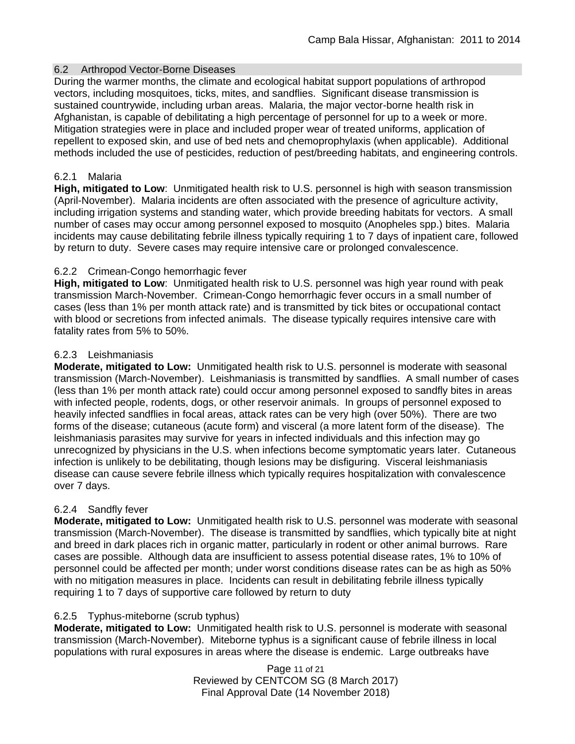## 6.2 Arthropod Vector-Borne Diseases

During the warmer months, the climate and ecological habitat support populations of arthropod vectors, including mosquitoes, ticks, mites, and sandflies. Significant disease transmission is sustained countrywide, including urban areas. Malaria, the major vector-borne health risk in Afghanistan, is capable of debilitating a high percentage of personnel for up to a week or more. Mitigation strategies were in place and included proper wear of treated uniforms, application of repellent to exposed skin, and use of bed nets and chemoprophylaxis (when applicable). Additional methods included the use of pesticides, reduction of pest/breeding habitats, and engineering controls.

### 6.2.1 Malaria

**High, mitigated to Low**: Unmitigated health risk to U.S. personnel is high with season transmission (April-November). Malaria incidents are often associated with the presence of agriculture activity, including irrigation systems and standing water, which provide breeding habitats for vectors. A small number of cases may occur among personnel exposed to mosquito (Anopheles spp.) bites. Malaria incidents may cause debilitating febrile illness typically requiring 1 to 7 days of inpatient care, followed by return to duty. Severe cases may require intensive care or prolonged convalescence.

### 6.2.2 Crimean-Congo hemorrhagic fever

**High, mitigated to Low**: Unmitigated health risk to U.S. personnel was high year round with peak transmission March-November. Crimean-Congo hemorrhagic fever occurs in a small number of cases (less than 1% per month attack rate) and is transmitted by tick bites or occupational contact with blood or secretions from infected animals. The disease typically requires intensive care with fatality rates from 5% to 50%.

### 6.2.3 Leishmaniasis

**Moderate, mitigated to Low:** Unmitigated health risk to U.S. personnel is moderate with seasonal transmission (March-November). Leishmaniasis is transmitted by sandflies. A small number of cases (less than 1% per month attack rate) could occur among personnel exposed to sandfly bites in areas with infected people, rodents, dogs, or other reservoir animals. In groups of personnel exposed to heavily infected sandflies in focal areas, attack rates can be very high (over 50%). There are two forms of the disease; cutaneous (acute form) and visceral (a more latent form of the disease). The leishmaniasis parasites may survive for years in infected individuals and this infection may go unrecognized by physicians in the U.S. when infections become symptomatic years later. Cutaneous infection is unlikely to be debilitating, though lesions may be disfiguring. Visceral leishmaniasis disease can cause severe febrile illness which typically requires hospitalization with convalescence over 7 days.

### 6.2.4 Sandfly fever

**Moderate, mitigated to Low:** Unmitigated health risk to U.S. personnel was moderate with seasonal transmission (March-November). The disease is transmitted by sandflies, which typically bite at night and breed in dark places rich in organic matter, particularly in rodent or other animal burrows. Rare cases are possible. Although data are insufficient to assess potential disease rates, 1% to 10% of personnel could be affected per month; under worst conditions disease rates can be as high as 50% with no mitigation measures in place. Incidents can result in debilitating febrile illness typically requiring 1 to 7 days of supportive care followed by return to duty

### 6.2.5 Typhus-miteborne (scrub typhus)

**Moderate, mitigated to Low:** Unmitigated health risk to U.S. personnel is moderate with seasonal transmission (March-November). Miteborne typhus is a significant cause of febrile illness in local populations with rural exposures in areas where the disease is endemic. Large outbreaks have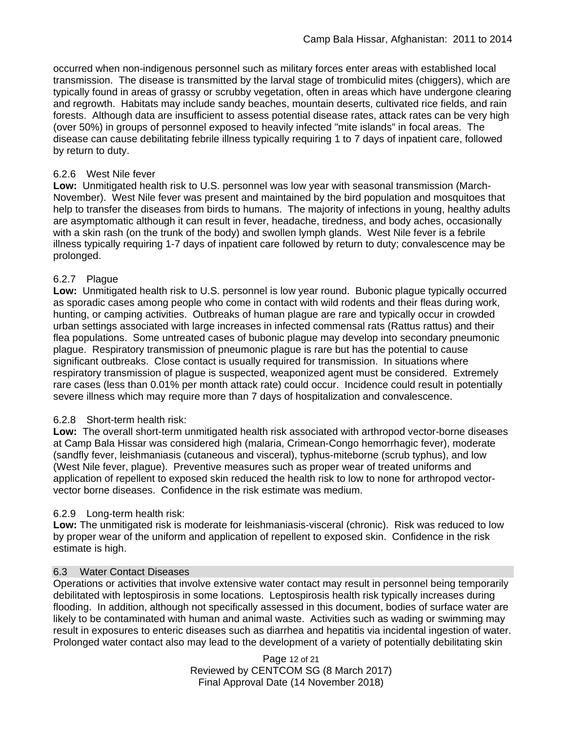occurred when non-indigenous personnel such as military forces enter areas with established local transmission. The disease is transmitted by the larval stage of trombiculid mites (chiggers), which are typically found in areas of grassy or scrubby vegetation, often in areas which have undergone clearing and regrowth. Habitats may include sandy beaches, mountain deserts, cultivated rice fields, and rain forests. Although data are insufficient to assess potential disease rates, attack rates can be very high (over 50%) in groups of personnel exposed to heavily infected "mite islands" in focal areas. The disease can cause debilitating febrile illness typically requiring 1 to 7 days of inpatient care, followed by return to duty.

#### 6.2.6 West Nile fever

**Low:** Unmitigated health risk to U.S. personnel was low year with seasonal transmission (March-November). West Nile fever was present and maintained by the bird population and mosquitoes that help to transfer the diseases from birds to humans. The majority of infections in young, healthy adults are asymptomatic although it can result in fever, headache, tiredness, and body aches, occasionally with a skin rash (on the trunk of the body) and swollen lymph glands. West Nile fever is a febrile illness typically requiring 1-7 days of inpatient care followed by return to duty; convalescence may be prolonged.

#### 6.2.7 Plague

**Low:** Unmitigated health risk to U.S. personnel is low year round. Bubonic plague typically occurred as sporadic cases among people who come in contact with wild rodents and their fleas during work, hunting, or camping activities. Outbreaks of human plague are rare and typically occur in crowded urban settings associated with large increases in infected commensal rats (Rattus rattus) and their flea populations. Some untreated cases of bubonic plague may develop into secondary pneumonic plague. Respiratory transmission of pneumonic plague is rare but has the potential to cause significant outbreaks. Close contact is usually required for transmission. In situations where respiratory transmission of plague is suspected, weaponized agent must be considered. Extremely rare cases (less than 0.01% per month attack rate) could occur. Incidence could result in potentially severe illness which may require more than 7 days of hospitalization and convalescence.

#### 6.2.8 Short-term health risk:

**Low:** The overall short-term unmitigated health risk associated with arthropod vector-borne diseases at Camp Bala Hissar was considered high (malaria, Crimean-Congo hemorrhagic fever), moderate (sandfly fever, leishmaniasis (cutaneous and visceral), typhus-miteborne (scrub typhus), and low (West Nile fever, plague). Preventive measures such as proper wear of treated uniforms and application of repellent to exposed skin reduced the health risk to low to none for arthropod vector-vector borne diseases. Confidence in the risk estimate was medium.

#### 6.2.9 Long-term health risk:

**Low:** The unmitigated risk is moderate for leishmaniasis-visceral (chronic). Risk was reduced to low by proper wear of the uniform and application of repellent to exposed skin. Confidence in the risk estimate is high.

### 6.3 Water Contact Diseases

Operations or activities that involve extensive water contact may result in personnel being temporarily debilitated with leptospirosis in some locations. Leptospirosis health risk typically increases during flooding. In addition, although not specifically assessed in this document, bodies of surface water are likely to be contaminated with human and animal waste. Activities such as wading or swimming may result in exposures to enteric diseases such as diarrhea and hepatitis via incidental ingestion of water. Prolonged water contact also may lead to the development of a variety of potentially debilitating skin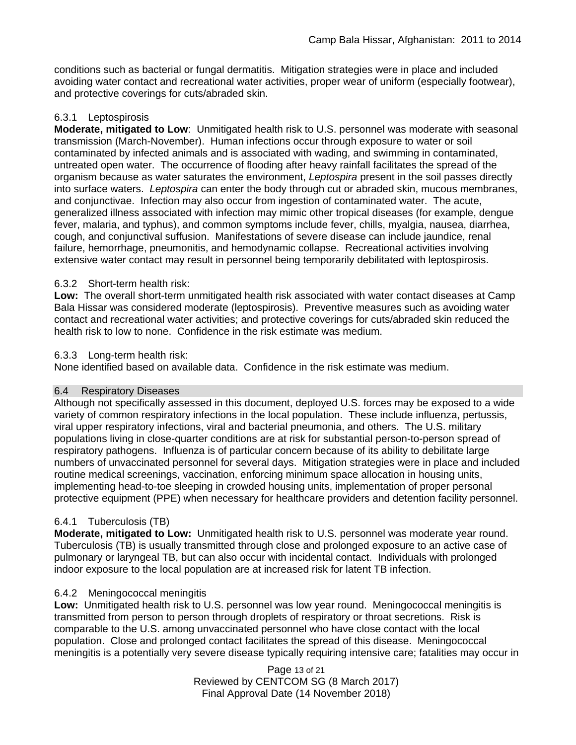conditions such as bacterial or fungal dermatitis. Mitigation strategies were in place and included avoiding water contact and recreational water activities, proper wear of uniform (especially footwear), and protective coverings for cuts/abraded skin.

### 6.3.1 Leptospirosis

**Moderate, mitigated to Low**: Unmitigated health risk to U.S. personnel was moderate with seasonal transmission (March-November). Human infections occur through exposure to water or soil contaminated by infected animals and is associated with wading, and swimming in contaminated, untreated open water. The occurrence of flooding after heavy rainfall facilitates the spread of the organism because as water saturates the environment, *Leptospira* present in the soil passes directly into surface waters. *Leptospira* can enter the body through cut or abraded skin, mucous membranes, and conjunctivae. Infection may also occur from ingestion of contaminated water. The acute, generalized illness associated with infection may mimic other tropical diseases (for example, dengue fever, malaria, and typhus), and common symptoms include fever, chills, myalgia, nausea, diarrhea, cough, and conjunctival suffusion. Manifestations of severe disease can include jaundice, renal failure, hemorrhage, pneumonitis, and hemodynamic collapse. Recreational activities involving extensive water contact may result in personnel being temporarily debilitated with leptospirosis.

### 6.3.2 Short-term health risk:

**Low:** The overall short-term unmitigated health risk associated with water contact diseases at Camp Bala Hissar was considered moderate (leptospirosis). Preventive measures such as avoiding water contact and recreational water activities; and protective coverings for cuts/abraded skin reduced the health risk to low to none. Confidence in the risk estimate was medium.

### 6.3.3 Long-term health risk:

None identified based on available data. Confidence in the risk estimate was medium.

## 6.4 Respiratory Diseases

Although not specifically assessed in this document, deployed U.S. forces may be exposed to a wide variety of common respiratory infections in the local population. These include influenza, pertussis, viral upper respiratory infections, viral and bacterial pneumonia, and others. The U.S. military populations living in close-quarter conditions are at risk for substantial person-to-person spread of respiratory pathogens. Influenza is of particular concern because of its ability to debilitate large numbers of unvaccinated personnel for several days. Mitigation strategies were in place and included routine medical screenings, vaccination, enforcing minimum space allocation in housing units, implementing head-to-toe sleeping in crowded housing units, implementation of proper personal protective equipment (PPE) when necessary for healthcare providers and detention facility personnel.

### 6.4.1 Tuberculosis (TB)

**Moderate, mitigated to Low:** Unmitigated health risk to U.S. personnel was moderate year round. Tuberculosis (TB) is usually transmitted through close and prolonged exposure to an active case of pulmonary or laryngeal TB, but can also occur with incidental contact. Individuals with prolonged indoor exposure to the local population are at increased risk for latent TB infection.

### 6.4.2 Meningococcal meningitis

**Low:** Unmitigated health risk to U.S. personnel was low year round. Meningococcal meningitis is transmitted from person to person through droplets of respiratory or throat secretions. Risk is comparable to the U.S. among unvaccinated personnel who have close contact with the local population. Close and prolonged contact facilitates the spread of this disease. Meningococcal meningitis is a potentially very severe disease typically requiring intensive care; fatalities may occur in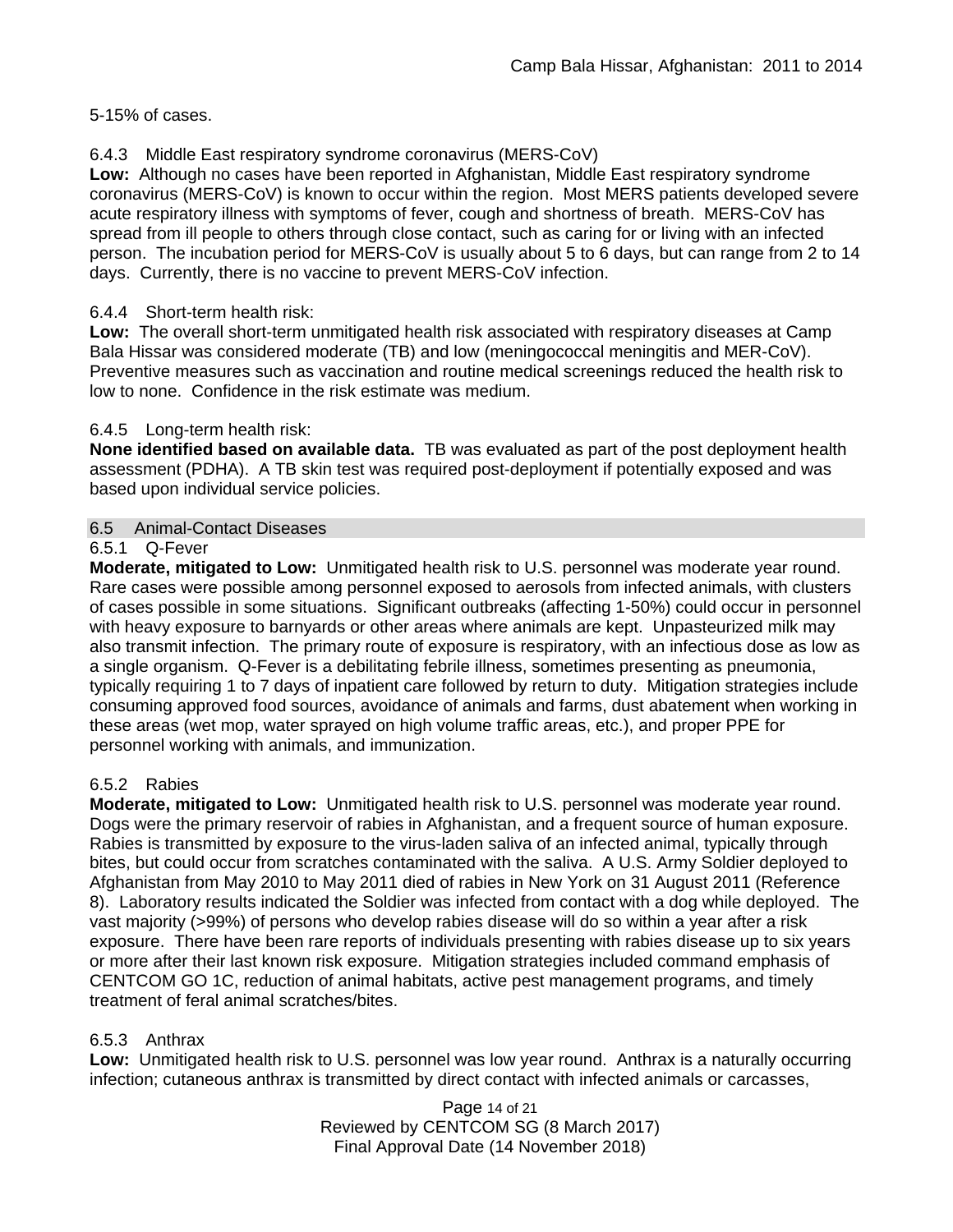5-15% of cases.

#### 6.4.3 Middle East respiratory syndrome coronavirus (MERS-CoV)

**Low:** Although no cases have been reported in Afghanistan, Middle East respiratory syndrome coronavirus (MERS-CoV) is known to occur within the region. Most MERS patients developed severe acute respiratory illness with symptoms of fever, cough and shortness of breath. MERS-CoV has spread from ill people to others through close contact, such as caring for or living with an infected person. The incubation period for MERS-CoV is usually about 5 to 6 days, but can range from 2 to 14 days. Currently, there is no vaccine to prevent MERS-CoV infection.

#### 6.4.4 Short-term health risk:

**Low:** The overall short-term unmitigated health risk associated with respiratory diseases at Camp Bala Hissar was considered moderate (TB) and low (meningococcal meningitis and MER-CoV). Preventive measures such as vaccination and routine medical screenings reduced the health risk to low to none. Confidence in the risk estimate was medium.

#### 6.4.5 Long-term health risk:

**None identified based on available data.** TB was evaluated as part of the post deployment health assessment (PDHA). A TB skin test was required post-deployment if potentially exposed and was based upon individual service policies.

### 6.5 Animal-Contact Diseases

#### 6.5.1 Q-Fever

**Moderate, mitigated to Low:** Unmitigated health risk to U.S. personnel was moderate year round. Rare cases were possible among personnel exposed to aerosols from infected animals, with clusters of cases possible in some situations. Significant outbreaks (affecting 1-50%) could occur in personnel with heavy exposure to barnyards or other areas where animals are kept. Unpasteurized milk may also transmit infection. The primary route of exposure is respiratory, with an infectious dose as low as a single organism. Q-Fever is a debilitating febrile illness, sometimes presenting as pneumonia, typically requiring 1 to 7 days of inpatient care followed by return to duty. Mitigation strategies include consuming approved food sources, avoidance of animals and farms, dust abatement when working in these areas (wet mop, water sprayed on high volume traffic areas, etc.), and proper PPE for personnel working with animals, and immunization.

#### 6.5.2 Rabies

**Moderate, mitigated to Low:** Unmitigated health risk to U.S. personnel was moderate year round. Dogs were the primary reservoir of rabies in Afghanistan, and a frequent source of human exposure. Rabies is transmitted by exposure to the virus-laden saliva of an infected animal, typically through bites, but could occur from scratches contaminated with the saliva. A U.S. Army Soldier deployed to Afghanistan from May 2010 to May 2011 died of rabies in New York on 31 August 2011 (Reference 8). Laboratory results indicated the Soldier was infected from contact with a dog while deployed. The vast majority (>99%) of persons who develop rabies disease will do so within a year after a risk exposure. There have been rare reports of individuals presenting with rabies disease up to six years or more after their last known risk exposure. Mitigation strategies included command emphasis of CENTCOM GO 1C, reduction of animal habitats, active pest management programs, and timely treatment of feral animal scratches/bites.

#### 6.5.3 Anthrax

**Low:** Unmitigated health risk to U.S. personnel was low year round. Anthrax is a naturally occurring infection; cutaneous anthrax is transmitted by direct contact with infected animals or carcasses,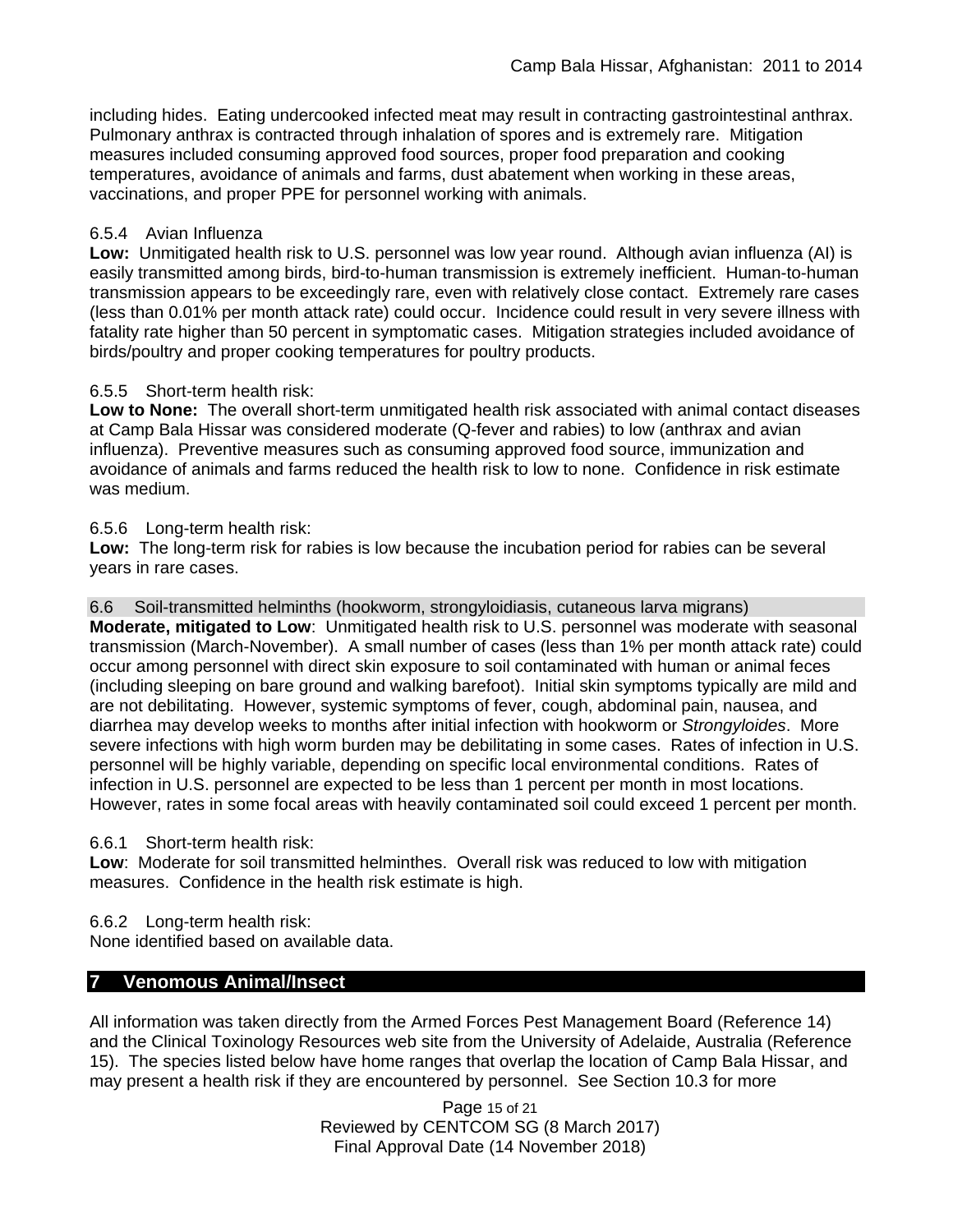including hides. Eating undercooked infected meat may result in contracting gastrointestinal anthrax. Pulmonary anthrax is contracted through inhalation of spores and is extremely rare. Mitigation measures included consuming approved food sources, proper food preparation and cooking temperatures, avoidance of animals and farms, dust abatement when working in these areas, vaccinations, and proper PPE for personnel working with animals.

#### 6.5.4 Avian Influenza

**Low:** Unmitigated health risk to U.S. personnel was low year round. Although avian influenza (AI) is easily transmitted among birds, bird-to-human transmission is extremely inefficient. Human-to-human transmission appears to be exceedingly rare, even with relatively close contact. Extremely rare cases (less than 0.01% per month attack rate) could occur. Incidence could result in very severe illness with fatality rate higher than 50 percent in symptomatic cases. Mitigation strategies included avoidance of birds/poultry and proper cooking temperatures for poultry products.

#### 6.5.5 Short-term health risk:

**Low to None:** The overall short-term unmitigated health risk associated with animal contact diseases at Camp Bala Hissar was considered moderate (Q-fever and rabies) to low (anthrax and avian influenza). Preventive measures such as consuming approved food source, immunization and avoidance of animals and farms reduced the health risk to low to none. Confidence in risk estimate was medium.

#### 6.5.6 Long-term health risk:

**Low:** The long-term risk for rabies is low because the incubation period for rabies can be several years in rare cases.

### 6.6 Soil-transmitted helminths (hookworm, strongyloidiasis, cutaneous larva migrans)

**Moderate, mitigated to Low**: Unmitigated health risk to U.S. personnel was moderate with seasonal transmission (March-November). A small number of cases (less than 1% per month attack rate) could occur among personnel with direct skin exposure to soil contaminated with human or animal feces (including sleeping on bare ground and walking barefoot). Initial skin symptoms typically are mild and are not debilitating. However, systemic symptoms of fever, cough, abdominal pain, nausea, and diarrhea may develop weeks to months after initial infection with hookworm or *Strongyloides*. More severe infections with high worm burden may be debilitating in some cases. Rates of infection in U.S. personnel will be highly variable, depending on specific local environmental conditions. Rates of infection in U.S. personnel are expected to be less than 1 percent per month in most locations. However, rates in some focal areas with heavily contaminated soil could exceed 1 percent per month.

#### 6.6.1 Short-term health risk:

**Low**: Moderate for soil transmitted helminthes. Overall risk was reduced to low with mitigation measures. Confidence in the health risk estimate is high.

#### 6.6.2 Long-term health risk:

None identified based on available data.

## 7 Venomous Animal/Insect

All information was taken directly from the Armed Forces Pest Management Board (Reference 14) and the Clinical Toxinology Resources web site from the University of Adelaide, Australia (Reference 15). The species listed below have home ranges that overlap the location of Camp Bala Hissar, and may present a health risk if they are encountered by personnel. See Section 10.3 for more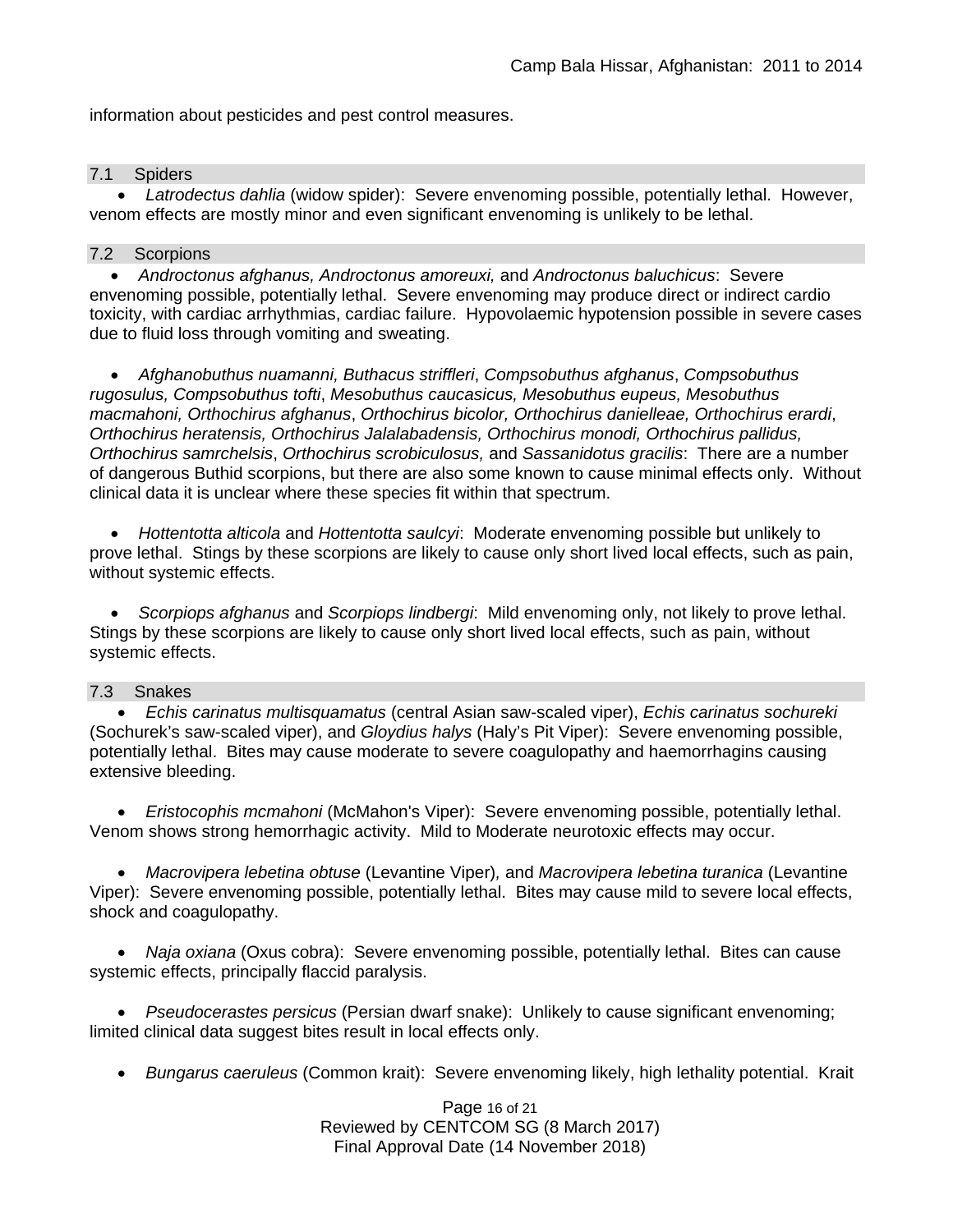information about pesticides and pest control measures.

### 7.1 Spiders

- *Latrodectus dahlia* (widow spider): Severe envenoming possible, potentially lethal. However, venom effects are mostly minor and even significant envenoming is unlikely to be lethal.

### 7.2 Scorpions

- *Androctonus afghanus, Androctonus amoreuxi,* and *Androctonus baluchicus*: Severe envenoming possible, potentially lethal. Severe envenoming may produce direct or indirect cardio toxicity, with cardiac arrhythmias, cardiac failure. Hypovolaemic hypotension possible in severe cases due to fluid loss through vomiting and sweating.

- *Afghanobuthus nuamanni, Buthacus striffleri*, *Compsobuthus afghanus*, *Compsobuthus rugosulus, Compsobuthus tofti*, *Mesobuthus caucasicus, Mesobuthus eupeus, Mesobuthus macmahoni, Orthochirus afghanus*, *Orthochirus bicolor, Orthochirus danielleae, Orthochirus erardi*, *Orthochirus heratensis, Orthochirus Jalalabadensis, Orthochirus monodi, Orthochirus pallidus, Orthochirus samrchelsis*, *Orthochirus scrobiculosus,* and *Sassanidotus gracilis*: There are a number of dangerous Buthid scorpions, but there are also some known to cause minimal effects only. Without clinical data it is unclear where these species fit within that spectrum.

- *Hottentotta alticola* and *Hottentotta saulcyi*: Moderate envenoming possible but unlikely to prove lethal. Stings by these scorpions are likely to cause only short lived local effects, such as pain, without systemic effects.

- *Scorpiops afghanus* and *Scorpiops lindbergi*: Mild envenoming only, not likely to prove lethal. Stings by these scorpions are likely to cause only short lived local effects, such as pain, without systemic effects.

### 7.3 Snakes

- *Echis carinatus multisquamatus* (central Asian saw-scaled viper), *Echis carinatus sochureki* (Sochurek's saw-scaled viper), and *Gloydius halys* (Haly's Pit Viper): Severe envenoming possible, potentially lethal. Bites may cause moderate to severe coagulopathy and haemorrhagins causing extensive bleeding.

- *Eristocophis mcmahoni* (McMahon's Viper): Severe envenoming possible, potentially lethal. Venom shows strong hemorrhagic activity. Mild to Moderate neurotoxic effects may occur.

- *Macrovipera lebetina obtuse* (Levantine Viper)*,* and *Macrovipera lebetina turanica* (Levantine Viper): Severe envenoming possible, potentially lethal. Bites may cause mild to severe local effects, shock and coagulopathy.

- *Naja oxiana* (Oxus cobra): Severe envenoming possible, potentially lethal. Bites can cause systemic effects, principally flaccid paralysis.

- *Pseudocerastes persicus* (Persian dwarf snake): Unlikely to cause significant envenoming; limited clinical data suggest bites result in local effects only.

- *Bungarus caeruleus* (Common krait): Severe envenoming likely, high lethality potential. Krait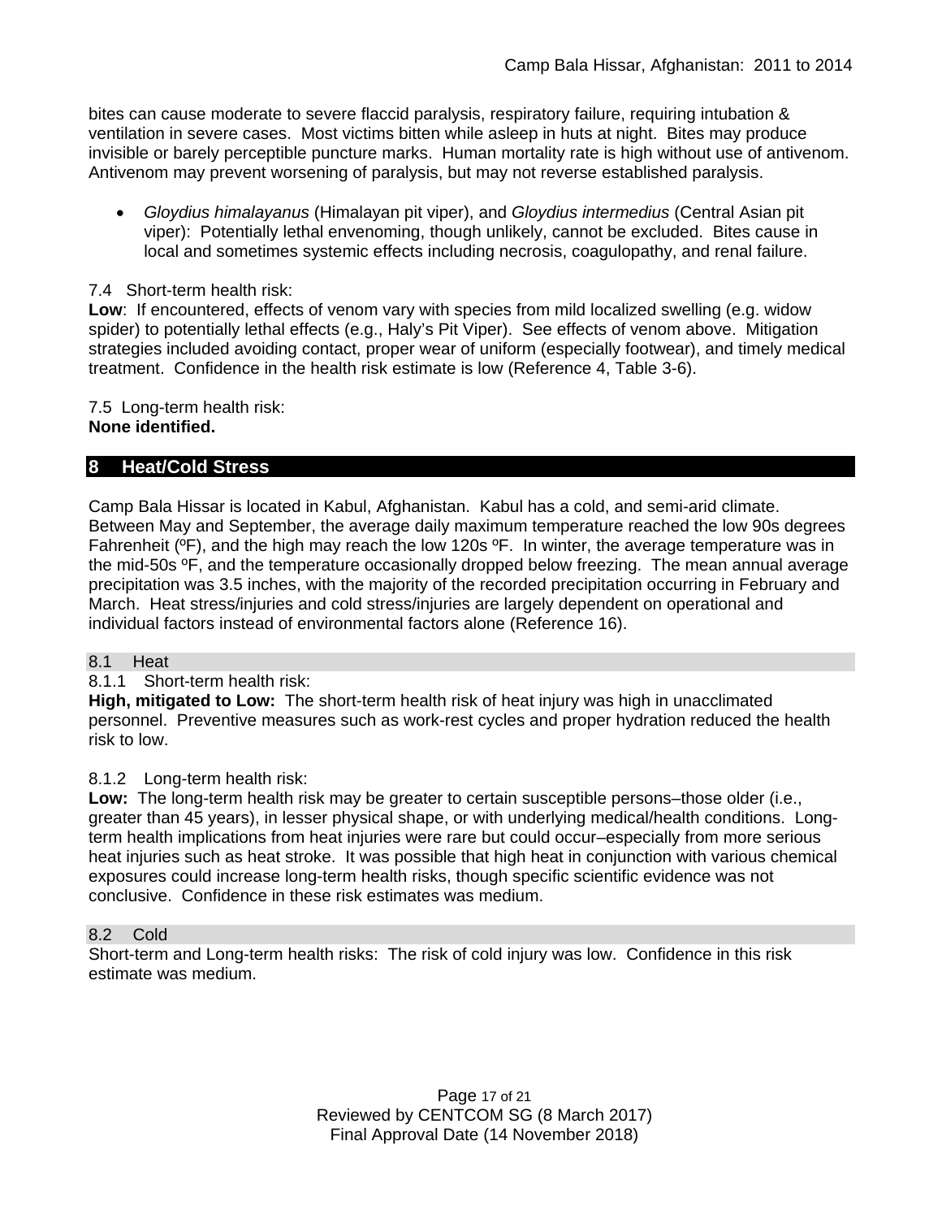bites can cause moderate to severe flaccid paralysis, respiratory failure, requiring intubation & ventilation in severe cases. Most victims bitten while asleep in huts at night. Bites may produce invisible or barely perceptible puncture marks. Human mortality rate is high without use of antivenom. Antivenom may prevent worsening of paralysis, but may not reverse established paralysis.

- *Gloydius himalayanus* (Himalayan pit viper), and *Gloydius intermedius* (Central Asian pit viper): Potentially lethal envenoming, though unlikely, cannot be excluded. Bites cause in local and sometimes systemic effects including necrosis, coagulopathy, and renal failure.

7.4 Short-term health risk:

**Low**: If encountered, effects of venom vary with species from mild localized swelling (e.g. widow spider) to potentially lethal effects (e.g., Haly's Pit Viper). See effects of venom above. Mitigation strategies included avoiding contact, proper wear of uniform (especially footwear), and timely medical treatment. Confidence in the health risk estimate is low (Reference 4, Table 3-6).

7.5 Long-term health risk:

**None identified.**

## 8 Heat/Cold Stress

Camp Bala Hissar is located in Kabul, Afghanistan. Kabul has a cold, and semi-arid climate. Between May and September, the average daily maximum temperature reached the low 90s degrees Fahrenheit (ºF), and the high may reach the low 120s ºF. In winter, the average temperature was in the mid-50s ºF, and the temperature occasionally dropped below freezing. The mean annual average precipitation was 3.5 inches, with the majority of the recorded precipitation occurring in February and March. Heat stress/injuries and cold stress/injuries are largely dependent on operational and individual factors instead of environmental factors alone (Reference 16).

### 8.1 Heat

8.1.1 Short-term health risk:

**High, mitigated to Low:** The short-term health risk of heat injury was high in unacclimated personnel. Preventive measures such as work-rest cycles and proper hydration reduced the health risk to low.

8.1.2 Long-term health risk:

**Low:** The long-term health risk may be greater to certain susceptible persons–those older (i.e., greater than 45 years), in lesser physical shape, or with underlying medical/health conditions. Long-term health implications from heat injuries were rare but could occur–especially from more serious heat injuries such as heat stroke. It was possible that high heat in conjunction with various chemical exposures could increase long-term health risks, though specific scientific evidence was not conclusive. Confidence in these risk estimates was medium.

### 8.2 Cold

Short-term and Long-term health risks: The risk of cold injury was low. Confidence in this risk estimate was medium.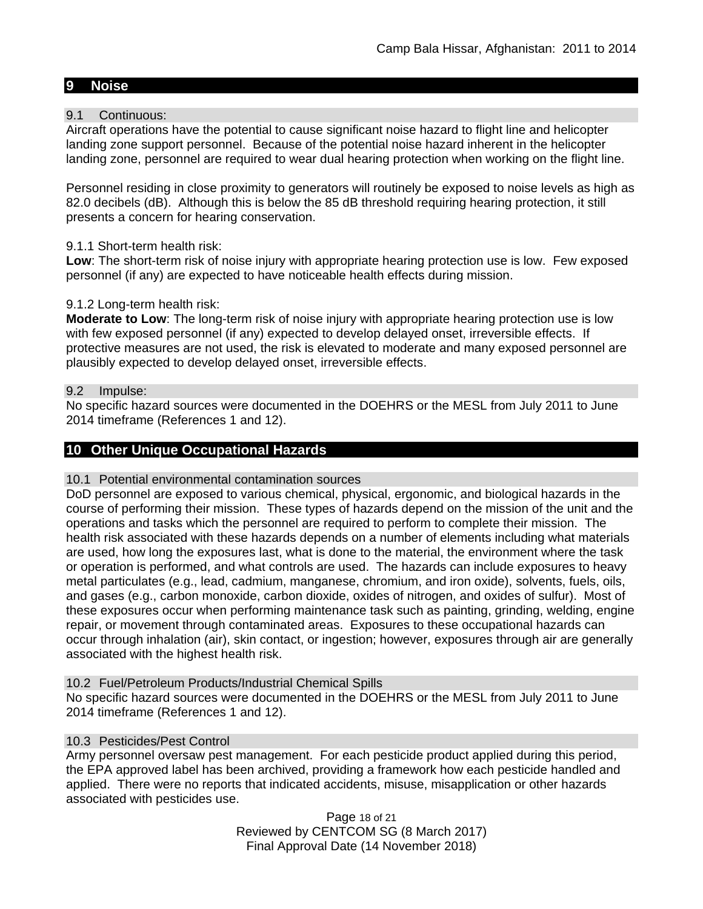## 9 Noise

### 9.1 Continuous:

Aircraft operations have the potential to cause significant noise hazard to flight line and helicopter landing zone support personnel. Because of the potential noise hazard inherent in the helicopter landing zone, personnel are required to wear dual hearing protection when working on the flight line.

Personnel residing in close proximity to generators will routinely be exposed to noise levels as high as 82.0 decibels (dB). Although this is below the 85 dB threshold requiring hearing protection, it still presents a concern for hearing conservation.

9.1.1 Short-term health risk:

**Low**: The short-term risk of noise injury with appropriate hearing protection use is low. Few exposed personnel (if any) are expected to have noticeable health effects during mission.

9.1.2 Long-term health risk:

**Moderate to Low**: The long-term risk of noise injury with appropriate hearing protection use is low with few exposed personnel (if any) expected to develop delayed onset, irreversible effects. If protective measures are not used, the risk is elevated to moderate and many exposed personnel are plausibly expected to develop delayed onset, irreversible effects.

### 9.2 Impulse:

No specific hazard sources were documented in the DOEHRS or the MESL from July 2011 to June 2014 timeframe (References 1 and 12).

## 10 Other Unique Occupational Hazards

### 10.1 Potential environmental contamination sources

DoD personnel are exposed to various chemical, physical, ergonomic, and biological hazards in the course of performing their mission. These types of hazards depend on the mission of the unit and the operations and tasks which the personnel are required to perform to complete their mission. The health risk associated with these hazards depends on a number of elements including what materials are used, how long the exposures last, what is done to the material, the environment where the task or operation is performed, and what controls are used. The hazards can include exposures to heavy metal particulates (e.g., lead, cadmium, manganese, chromium, and iron oxide), solvents, fuels, oils, and gases (e.g., carbon monoxide, carbon dioxide, oxides of nitrogen, and oxides of sulfur). Most of these exposures occur when performing maintenance task such as painting, grinding, welding, engine repair, or movement through contaminated areas. Exposures to these occupational hazards can occur through inhalation (air), skin contact, or ingestion; however, exposures through air are generally associated with the highest health risk.

### 10.2 Fuel/Petroleum Products/Industrial Chemical Spills

No specific hazard sources were documented in the DOEHRS or the MESL from July 2011 to June 2014 timeframe (References 1 and 12).

### 10.3 Pesticides/Pest Control

Army personnel oversaw pest management. For each pesticide product applied during this period, the EPA approved label has been archived, providing a framework how each pesticide handled and applied. There were no reports that indicated accidents, misuse, misapplication or other hazards associated with pesticides use.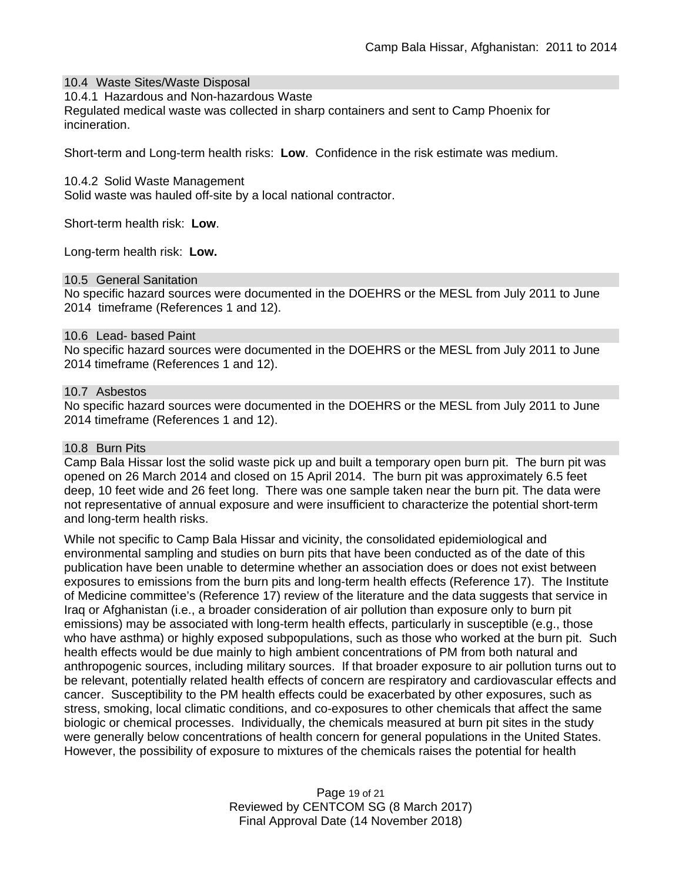### 10.4 Waste Sites/Waste Disposal

#### 10.4.1 Hazardous and Non-hazardous Waste

Regulated medical waste was collected in sharp containers and sent to Camp Phoenix for incineration.

Short-term and Long-term health risks: **Low**. Confidence in the risk estimate was medium.

#### 10.4.2 Solid Waste Management

Solid waste was hauled off-site by a local national contractor.

Short-term health risk: **Low**.

Long-term health risk: **Low.**

### 10.5 General Sanitation

No specific hazard sources were documented in the DOEHRS or the MESL from July 2011 to June 2014 timeframe (References 1 and 12).

### 10.6 Lead- based Paint

No specific hazard sources were documented in the DOEHRS or the MESL from July 2011 to June 2014 timeframe (References 1 and 12).

### 10.7 Asbestos

No specific hazard sources were documented in the DOEHRS or the MESL from July 2011 to June 2014 timeframe (References 1 and 12).

### 10.8 Burn Pits

Camp Bala Hissar lost the solid waste pick up and built a temporary open burn pit. The burn pit was opened on 26 March 2014 and closed on 15 April 2014. The burn pit was approximately 6.5 feet deep, 10 feet wide and 26 feet long. There was one sample taken near the burn pit. The data were not representative of annual exposure and were insufficient to characterize the potential short-term and long-term health risks.

While not specific to Camp Bala Hissar and vicinity, the consolidated epidemiological and environmental sampling and studies on burn pits that have been conducted as of the date of this publication have been unable to determine whether an association does or does not exist between exposures to emissions from the burn pits and long-term health effects (Reference 17). The Institute of Medicine committee's (Reference 17) review of the literature and the data suggests that service in Iraq or Afghanistan (i.e., a broader consideration of air pollution than exposure only to burn pit emissions) may be associated with long-term health effects, particularly in susceptible (e.g., those who have asthma) or highly exposed subpopulations, such as those who worked at the burn pit. Such health effects would be due mainly to high ambient concentrations of PM from both natural and anthropogenic sources, including military sources. If that broader exposure to air pollution turns out to be relevant, potentially related health effects of concern are respiratory and cardiovascular effects and cancer. Susceptibility to the PM health effects could be exacerbated by other exposures, such as stress, smoking, local climatic conditions, and co-exposures to other chemicals that affect the same biologic or chemical processes. Individually, the chemicals measured at burn pit sites in the study were generally below concentrations of health concern for general populations in the United States. However, the possibility of exposure to mixtures of the chemicals raises the potential for health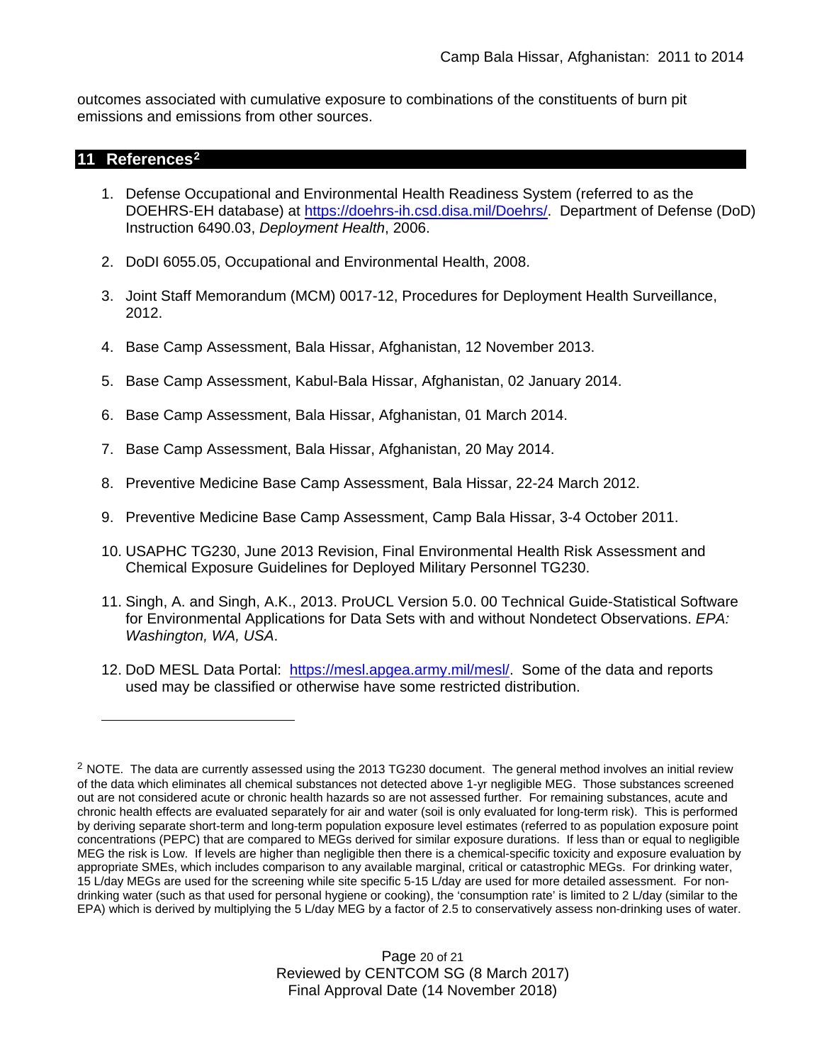outcomes associated with cumulative exposure to combinations of the constituents of burn pit emissions and emissions from other sources.

## 11 References[2]

1. Defense Occupational and Environmental Health Readiness System (referred to as the DOEHRS-EH database) at https://doehrs-ih.csd.disa.mil/Doehrs/. Department of Defense (DoD) Instruction 6490.03, *Deployment Health*, 2006.

2. DoDI 6055.05, Occupational and Environmental Health, 2008.

3. Joint Staff Memorandum (MCM) 0017-12, Procedures for Deployment Health Surveillance, 2012.

4. Base Camp Assessment, Bala Hissar, Afghanistan, 12 November 2013.

5. Base Camp Assessment, Kabul-Bala Hissar, Afghanistan, 02 January 2014.

6. Base Camp Assessment, Bala Hissar, Afghanistan, 01 March 2014.

7. Base Camp Assessment, Bala Hissar, Afghanistan, 20 May 2014.

8. Preventive Medicine Base Camp Assessment, Bala Hissar, 22-24 March 2012.

9. Preventive Medicine Base Camp Assessment, Camp Bala Hissar, 3-4 October 2011.

10. USAPHC TG230, June 2013 Revision, Final Environmental Health Risk Assessment and Chemical Exposure Guidelines for Deployed Military Personnel TG230.

11. Singh, A. and Singh, A.K., 2013. ProUCL Version 5.0. 00 Technical Guide-Statistical Software for Environmental Applications for Data Sets with and without Nondetect Observations. *EPA: Washington, WA, USA*.

12. DoD MESL Data Portal: https://mesl.apgea.army.mil/mesl/. Some of the data and reports used may be classified or otherwise have some restricted distribution.

---

[2] NOTE. The data are currently assessed using the 2013 TG230 document. The general method involves an initial review of the data which eliminates all chemical substances not detected above 1-yr negligible MEG. Those substances screened out are not considered acute or chronic health hazards so are not assessed further. For remaining substances, acute and chronic health effects are evaluated separately for air and water (soil is only evaluated for long-term risk). This is performed by deriving separate short-term and long-term population exposure level estimates (referred to as population exposure point concentrations (PEPC) that are compared to MEGs derived for similar exposure durations. If less than or equal to negligible MEG the risk is Low. If levels are higher than negligible then there is a chemical-specific toxicity and exposure evaluation by appropriate SMEs, which includes comparison to any available marginal, critical or catastrophic MEGs. For drinking water, 15 L/day MEGs are used for the screening while site specific 5-15 L/day are used for more detailed assessment. For non-drinking water (such as that used for personal hygiene or cooking), the 'consumption rate' is limited to 2 L/day (similar to the EPA) which is derived by multiplying the 5 L/day MEG by a factor of 2.5 to conservatively assess non-drinking uses of water.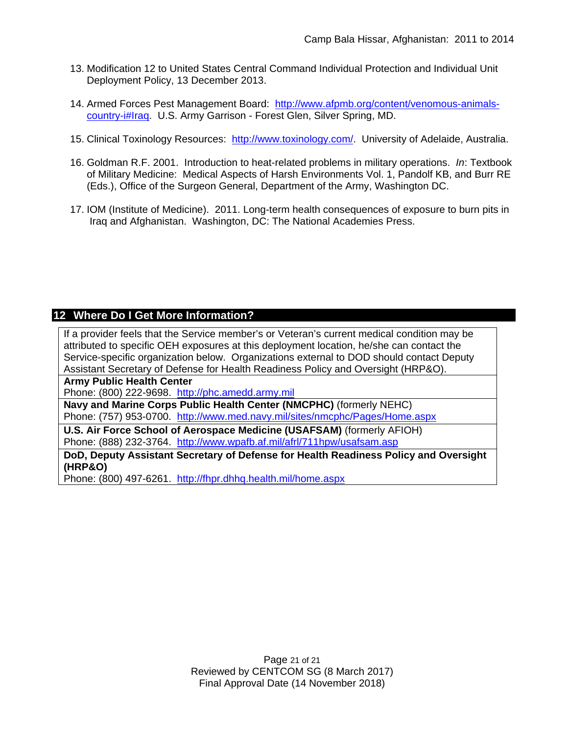13. Modification 12 to United States Central Command Individual Protection and Individual Unit Deployment Policy, 13 December 2013.

14. Armed Forces Pest Management Board: [http://www.afpmb.org/content/venomous-animals-country-i#Iraq](http://www.afpmb.org/content/venomous-animals-country-i#Iraq). U.S. Army Garrison - Forest Glen, Silver Spring, MD.

15. Clinical Toxinology Resources: [http://www.toxinology.com/](http://www.toxinology.com/). University of Adelaide, Australia.

16. Goldman R.F. 2001. Introduction to heat-related problems in military operations. *In*: Textbook of Military Medicine: Medical Aspects of Harsh Environments Vol. 1, Pandolf KB, and Burr RE (Eds.), Office of the Surgeon General, Department of the Army, Washington DC.

17. IOM (Institute of Medicine). 2011. Long-term health consequences of exposure to burn pits in Iraq and Afghanistan. Washington, DC: The National Academies Press.

## 12 Where Do I Get More Information?

| |
|---|
| If a provider feels that the Service member's or Veteran's current medical condition may be attributed to specific OEH exposures at this deployment location, he/she can contact the Service-specific organization below. Organizations external to DOD should contact Deputy Assistant Secretary of Defense for Health Readiness Policy and Oversight (HRP&O). |
| **Army Public Health Center**<br>Phone: (800) 222-9698. [http://phc.amedd.army.mil](http://phc.amedd.army.mil) |
| **Navy and Marine Corps Public Health Center (NMCPHC)** (formerly NEHC)<br>Phone: (757) 953-0700. [http://www.med.navy.mil/sites/nmcphc/Pages/Home.aspx](http://www.med.navy.mil/sites/nmcphc/Pages/Home.aspx) |
| **U.S. Air Force School of Aerospace Medicine (USAFSAM)** (formerly AFIOH)<br>Phone: (888) 232-3764. [http://www.wpafb.af.mil/afrl/711hpw/usafsam.asp](http://www.wpafb.af.mil/afrl/711hpw/usafsam.asp) |
| **DoD, Deputy Assistant Secretary of Defense for Health Readiness Policy and Oversight (HRP&O)**<br>Phone: (800) 497-6261. [http://fhpr.dhhq.health.mil/home.aspx](http://fhpr.dhhq.health.mil/home.aspx) |